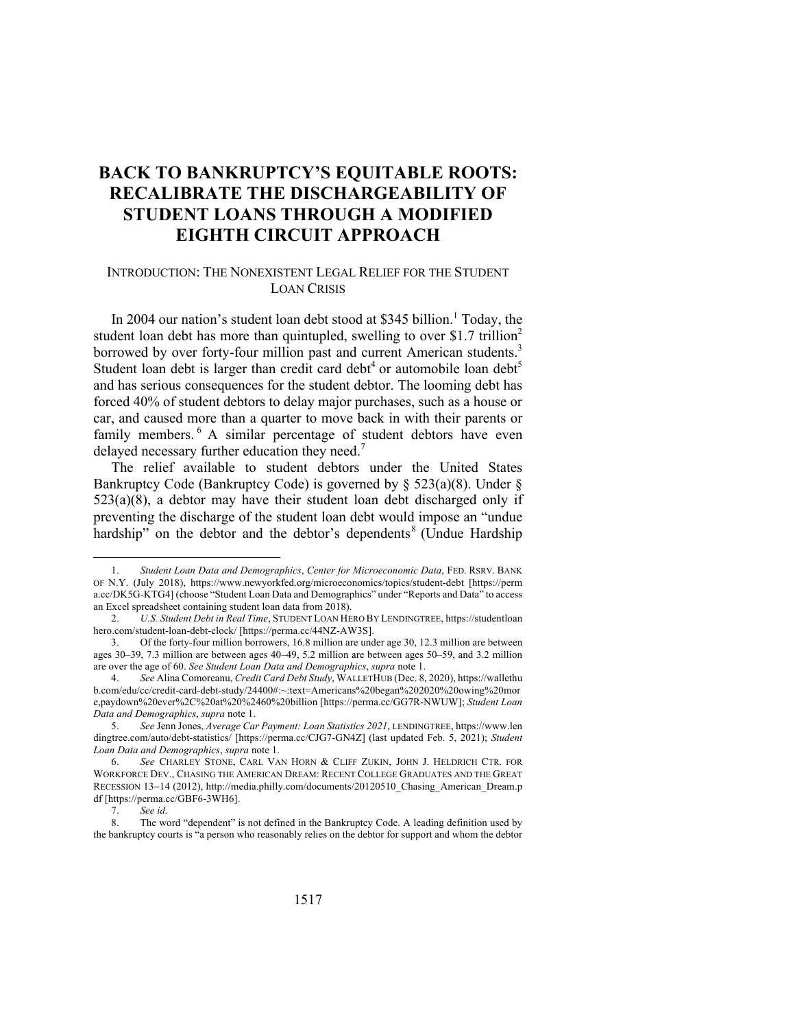# BACK TO BANKRUPTCY'S EQUITABLE ROOTS: RECALIBRATE THE DISCHARGEABILITY OF STUDENT LOANS THROUGH A MODIFIED EIGHTH CIRCUIT APPROACH

## INTRODUCTION: THE NONEXISTENT LEGAL RELIEF FOR THE STUDENT LOAN CRISIS

In 2004 our nation's student loan debt stood at $345 billion.[1] Today, the student loan debt has more than quintupled, swelling to over $1.7 trillion[2] borrowed by over forty-four million past and current American students.[3] Student loan debt is larger than credit card debt[4] or automobile loan debt[5] and has serious consequences for the student debtor. The looming debt has forced 40% of student debtors to delay major purchases, such as a house or car, and caused more than a quarter to move back in with their parents or family members.[6] A similar percentage of student debtors have even delayed necessary further education they need.[7]

The relief available to student debtors under the United States Bankruptcy Code (Bankruptcy Code) is governed by § 523(a)(8). Under § 523(a)(8), a debtor may have their student loan debt discharged only if preventing the discharge of the student loan debt would impose an "undue hardship" on the debtor and the debtor's dependents[8] (Undue Hardship

---

1. *Student Loan Data and Demographics*, *Center for Microeconomic Data*, FED. RSRV. BANK OF N.Y. (July 2018), https://www.newyorkfed.org/microeconomics/topics/student-debt [https://perma.cc/DK5G-KTG4] (choose "Student Loan Data and Demographics" under "Reports and Data" to access an Excel spreadsheet containing student loan data from 2018).

2. *U.S. Student Debt in Real Time*, STUDENT LOAN HERO BY LENDINGTREE, https://studentloanhero.com/student-loan-debt-clock/ [https://perma.cc/44NZ-AW3S].

3. Of the forty-four million borrowers, 16.8 million are under age 30, 12.3 million are between ages 30–39, 7.3 million are between ages 40–49, 5.2 million are between ages 50–59, and 3.2 million are over the age of 60. *See Student Loan Data and Demographics*, *supra* note 1.

4. *See* Alina Comoreanu, *Credit Card Debt Study*, WALLETHUB (Dec. 8, 2020), https://wallethub.com/edu/cc/credit-card-debt-study/24400#:~:text=Americans%20began%202020%20owing%20more,paydown%20ever%2C%20at%20%2460%20billion [https://perma.cc/GG7R-NWUW]; *Student Loan Data and Demographics*, *supra* note 1.

5. *See* Jenn Jones, *Average Car Payment: Loan Statistics 2021*, LENDINGTREE, https://www.lendingtree.com/auto/debt-statistics/ [https://perma.cc/CJG7-GN4Z] (last updated Feb. 5, 2021); *Student Loan Data and Demographics*, *supra* note 1.

6. *See* CHARLEY STONE, CARL VAN HORN & CLIFF ZUKIN, JOHN J. HELDRICH CTR. FOR WORKFORCE DEV., CHASING THE AMERICAN DREAM: RECENT COLLEGE GRADUATES AND THE GREAT RECESSION 13–14 (2012), http://media.philly.com/documents/20120510_Chasing_American_Dream.pdf [https://perma.cc/GBF6-3WH6].

7. *See id.*

8. The word "dependent" is not defined in the Bankruptcy Code. A leading definition used by the bankruptcy courts is "a person who reasonably relies on the debtor for support and whom the debtor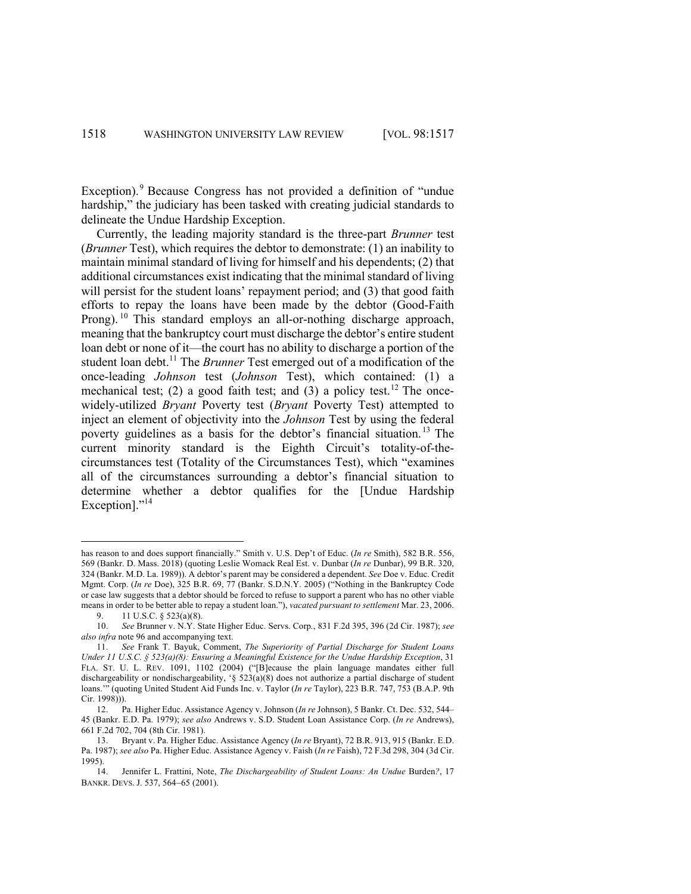Exception).[9] Because Congress has not provided a definition of "undue hardship," the judiciary has been tasked with creating judicial standards to delineate the Undue Hardship Exception.

Currently, the leading majority standard is the three-part *Brunner* test (*Brunner* Test), which requires the debtor to demonstrate: (1) an inability to maintain minimal standard of living for himself and his dependents; (2) that additional circumstances exist indicating that the minimal standard of living will persist for the student loans' repayment period; and (3) that good faith efforts to repay the loans have been made by the debtor (Good-Faith Prong).[10] This standard employs an all-or-nothing discharge approach, meaning that the bankruptcy court must discharge the debtor's entire student loan debt or none of it—the court has no ability to discharge a portion of the student loan debt.[11] The *Brunner* Test emerged out of a modification of the once-leading *Johnson* test (*Johnson* Test), which contained: (1) a mechanical test; (2) a good faith test; and (3) a policy test.[12] The once-widely-utilized *Bryant* Poverty test (*Bryant* Poverty Test) attempted to inject an element of objectivity into the *Johnson* Test by using the federal poverty guidelines as a basis for the debtor's financial situation.[13] The current minority standard is the Eighth Circuit's totality-of-the-circumstances test (Totality of the Circumstances Test), which "examines all of the circumstances surrounding a debtor's financial situation to determine whether a debtor qualifies for the [Undue Hardship Exception]."[14]

---

has reason to and does support financially." Smith v. U.S. Dep't of Educ. (*In re* Smith), 582 B.R. 556, 569 (Bankr. D. Mass. 2018) (quoting Leslie Womack Real Est. v. Dunbar (*In re* Dunbar), 99 B.R. 320, 324 (Bankr. M.D. La. 1989)). A debtor's parent may be considered a dependent. *See* Doe v. Educ. Credit Mgmt. Corp. (*In re* Doe), 325 B.R. 69, 77 (Bankr. S.D.N.Y. 2005) ("Nothing in the Bankruptcy Code or case law suggests that a debtor should be forced to refuse to support a parent who has no other viable means in order to be better able to repay a student loan."), *vacated pursuant to settlement* Mar. 23, 2006.

9. 11 U.S.C. § 523(a)(8).

10. *See* Brunner v. N.Y. State Higher Educ. Servs. Corp., 831 F.2d 395, 396 (2d Cir. 1987); *see also infra* note 96 and accompanying text.

11. *See* Frank T. Bayuk, Comment, *The Superiority of Partial Discharge for Student Loans Under 11 U.S.C. § 523(a)(8): Ensuring a Meaningful Existence for the Undue Hardship Exception*, 31 FLA. ST. U. L. REV. 1091, 1102 (2004) ("[B]ecause the plain language mandates either full dischargeability or nondischargeability, '§ 523(a)(8) does not authorize a partial discharge of student loans.'" (quoting United Student Aid Funds Inc. v. Taylor (*In re* Taylor), 223 B.R. 747, 753 (B.A.P. 9th Cir. 1998))).

12. Pa. Higher Educ. Assistance Agency v. Johnson (*In re* Johnson), 5 Bankr. Ct. Dec. 532, 544–45 (Bankr. E.D. Pa. 1979); *see also* Andrews v. S.D. Student Loan Assistance Corp. (*In re* Andrews), 661 F.2d 702, 704 (8th Cir. 1981).

13. Bryant v. Pa. Higher Educ. Assistance Agency (*In re* Bryant), 72 B.R. 913, 915 (Bankr. E.D. Pa. 1987); *see also* Pa. Higher Educ. Assistance Agency v. Faish (*In re* Faish), 72 F.3d 298, 304 (3d Cir. 1995).

14. Jennifer L. Frattini, Note, *The Dischargeability of Student Loans: An Undue* Burden*?*, 17 BANKR. DEVS. J. 537, 564–65 (2001).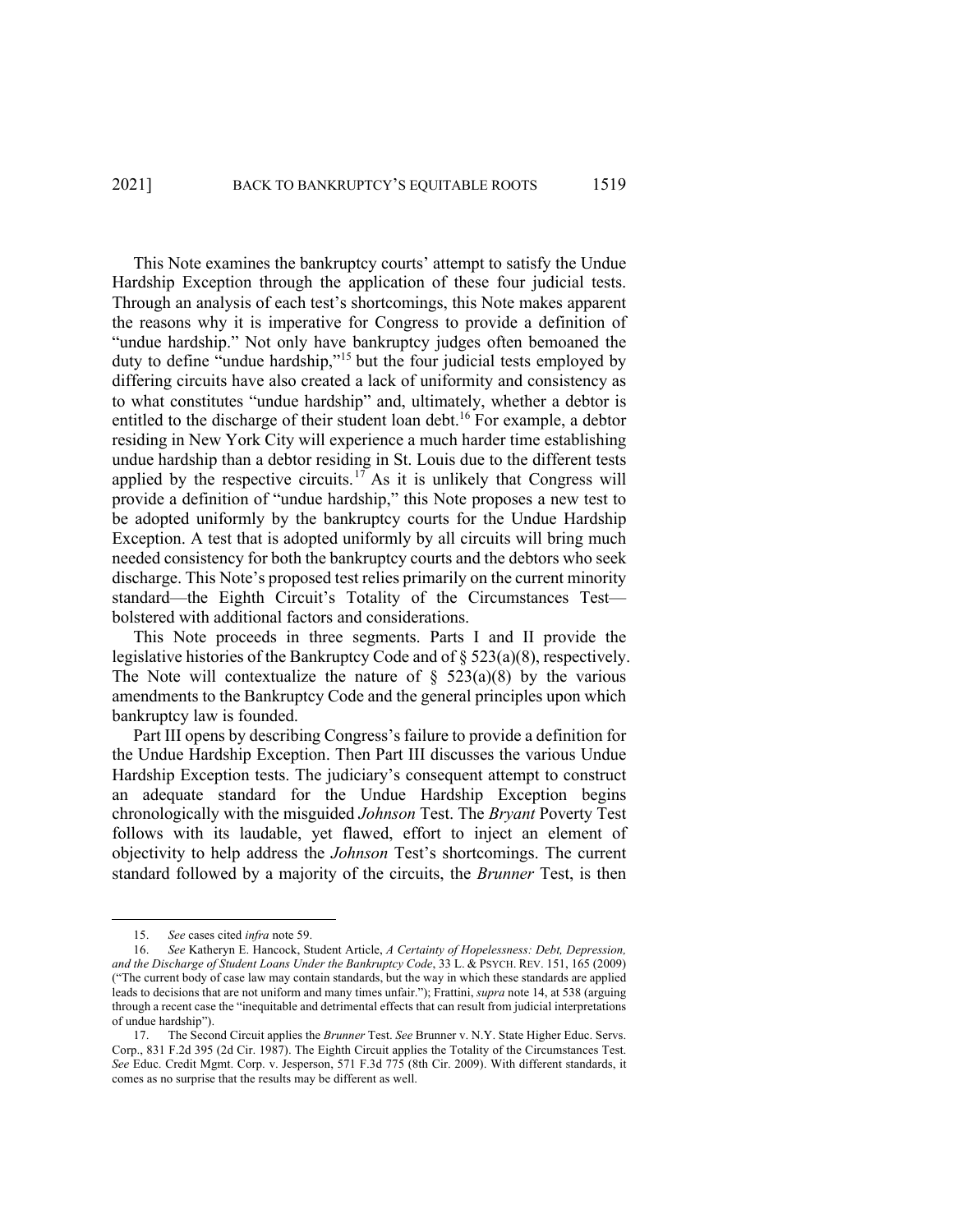This Note examines the bankruptcy courts' attempt to satisfy the Undue Hardship Exception through the application of these four judicial tests. Through an analysis of each test's shortcomings, this Note makes apparent the reasons why it is imperative for Congress to provide a definition of "undue hardship." Not only have bankruptcy judges often bemoaned the duty to define "undue hardship,"[15] but the four judicial tests employed by differing circuits have also created a lack of uniformity and consistency as to what constitutes "undue hardship" and, ultimately, whether a debtor is entitled to the discharge of their student loan debt.[16] For example, a debtor residing in New York City will experience a much harder time establishing undue hardship than a debtor residing in St. Louis due to the different tests applied by the respective circuits.[17] As it is unlikely that Congress will provide a definition of "undue hardship," this Note proposes a new test to be adopted uniformly by the bankruptcy courts for the Undue Hardship Exception. A test that is adopted uniformly by all circuits will bring much needed consistency for both the bankruptcy courts and the debtors who seek discharge. This Note's proposed test relies primarily on the current minority standard—the Eighth Circuit's Totality of the Circumstances Test—bolstered with additional factors and considerations.

This Note proceeds in three segments. Parts I and II provide the legislative histories of the Bankruptcy Code and of § 523(a)(8), respectively. The Note will contextualize the nature of § 523(a)(8) by the various amendments to the Bankruptcy Code and the general principles upon which bankruptcy law is founded.

Part III opens by describing Congress's failure to provide a definition for the Undue Hardship Exception. Then Part III discusses the various Undue Hardship Exception tests. The judiciary's consequent attempt to construct an adequate standard for the Undue Hardship Exception begins chronologically with the misguided *Johnson* Test. The *Bryant* Poverty Test follows with its laudable, yet flawed, effort to inject an element of objectivity to help address the *Johnson* Test's shortcomings. The current standard followed by a majority of the circuits, the *Brunner* Test, is then

---

15. *See* cases cited *infra* note 59.

16. *See* Katheryn E. Hancock, Student Article, *A Certainty of Hopelessness: Debt, Depression, and the Discharge of Student Loans Under the Bankruptcy Code*, 33 L. & PSYCH. REV. 151, 165 (2009) ("The current body of case law may contain standards, but the way in which these standards are applied leads to decisions that are not uniform and many times unfair."); Frattini, *supra* note 14, at 538 (arguing through a recent case the "inequitable and detrimental effects that can result from judicial interpretations of undue hardship").

17. The Second Circuit applies the *Brunner* Test. *See* Brunner v. N.Y. State Higher Educ. Servs. Corp., 831 F.2d 395 (2d Cir. 1987). The Eighth Circuit applies the Totality of the Circumstances Test. *See* Educ. Credit Mgmt. Corp. v. Jesperson, 571 F.3d 775 (8th Cir. 2009). With different standards, it comes as no surprise that the results may be different as well.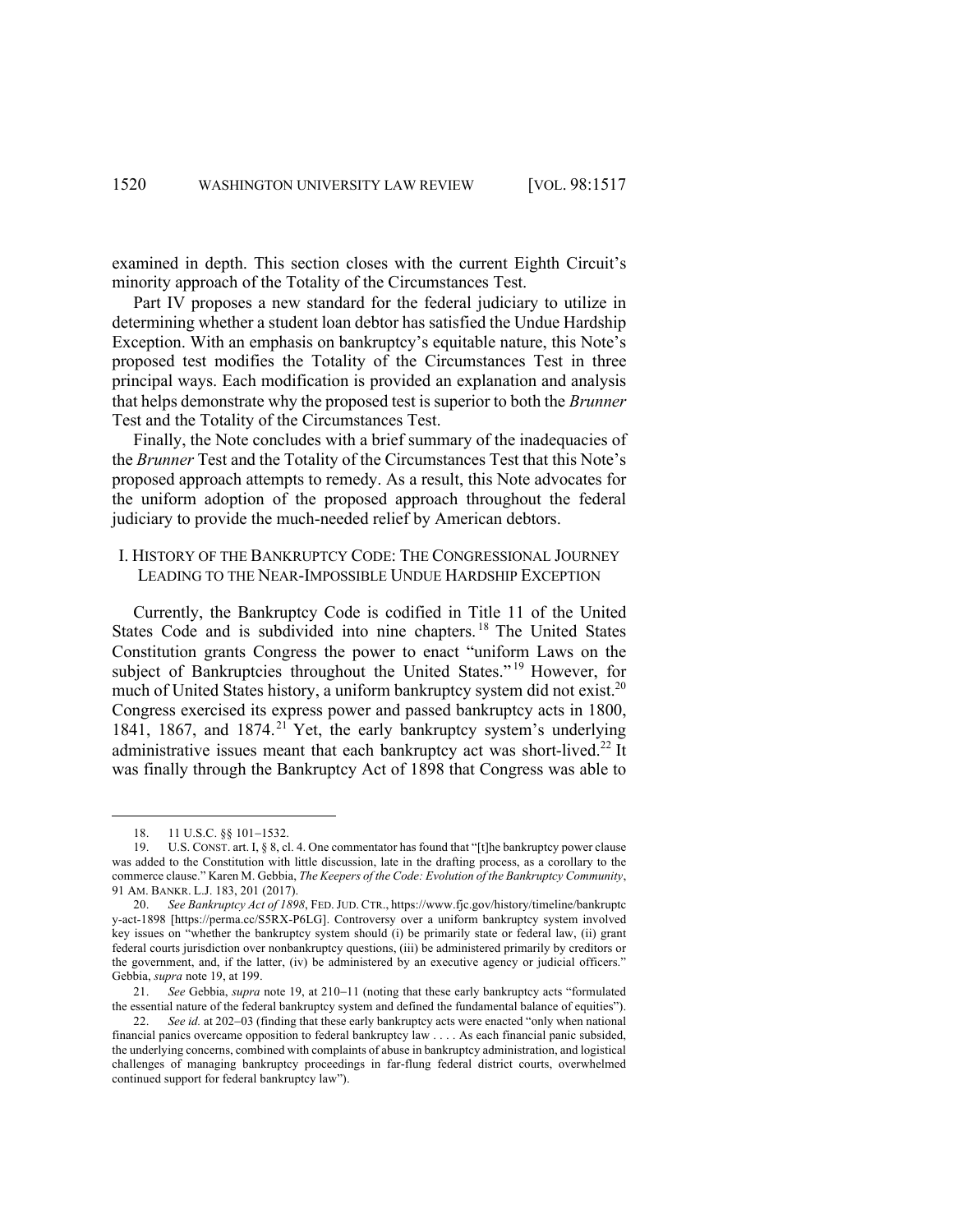examined in depth. This section closes with the current Eighth Circuit's minority approach of the Totality of the Circumstances Test.

Part IV proposes a new standard for the federal judiciary to utilize in determining whether a student loan debtor has satisfied the Undue Hardship Exception. With an emphasis on bankruptcy's equitable nature, this Note's proposed test modifies the Totality of the Circumstances Test in three principal ways. Each modification is provided an explanation and analysis that helps demonstrate why the proposed test is superior to both the *Brunner* Test and the Totality of the Circumstances Test.

Finally, the Note concludes with a brief summary of the inadequacies of the *Brunner* Test and the Totality of the Circumstances Test that this Note's proposed approach attempts to remedy. As a result, this Note advocates for the uniform adoption of the proposed approach throughout the federal judiciary to provide the much-needed relief by American debtors.

## I. HISTORY OF THE BANKRUPTCY CODE: THE CONGRESSIONAL JOURNEY LEADING TO THE NEAR-IMPOSSIBLE UNDUE HARDSHIP EXCEPTION

Currently, the Bankruptcy Code is codified in Title 11 of the United States Code and is subdivided into nine chapters.[18] The United States Constitution grants Congress the power to enact "uniform Laws on the subject of Bankruptcies throughout the United States."[19] However, for much of United States history, a uniform bankruptcy system did not exist.[20] Congress exercised its express power and passed bankruptcy acts in 1800, 1841, 1867, and 1874.[21] Yet, the early bankruptcy system's underlying administrative issues meant that each bankruptcy act was short-lived.[22] It was finally through the Bankruptcy Act of 1898 that Congress was able to

---

18. 11 U.S.C. §§ 101–1532.

19. U.S. CONST. art. I, § 8, cl. 4. One commentator has found that "[t]he bankruptcy power clause was added to the Constitution with little discussion, late in the drafting process, as a corollary to the commerce clause." Karen M. Gebbia, *The Keepers of the Code: Evolution of the Bankruptcy Community*, 91 AM. BANKR. L.J. 183, 201 (2017).

20. *See Bankruptcy Act of 1898*, FED. JUD. CTR., https://www.fjc.gov/history/timeline/bankruptcy-act-1898 [https://perma.cc/S5RX-P6LG]. Controversy over a uniform bankruptcy system involved key issues on "whether the bankruptcy system should (i) be primarily state or federal law, (ii) grant federal courts jurisdiction over nonbankruptcy questions, (iii) be administered primarily by creditors or the government, and, if the latter, (iv) be administered by an executive agency or judicial officers." Gebbia, *supra* note 19, at 199.

21. *See* Gebbia, *supra* note 19, at 210–11 (noting that these early bankruptcy acts "formulated the essential nature of the federal bankruptcy system and defined the fundamental balance of equities").

22. *See id.* at 202–03 (finding that these early bankruptcy acts were enacted "only when national financial panics overcame opposition to federal bankruptcy law . . . . As each financial panic subsided, the underlying concerns, combined with complaints of abuse in bankruptcy administration, and logistical challenges of managing bankruptcy proceedings in far-flung federal district courts, overwhelmed continued support for federal bankruptcy law").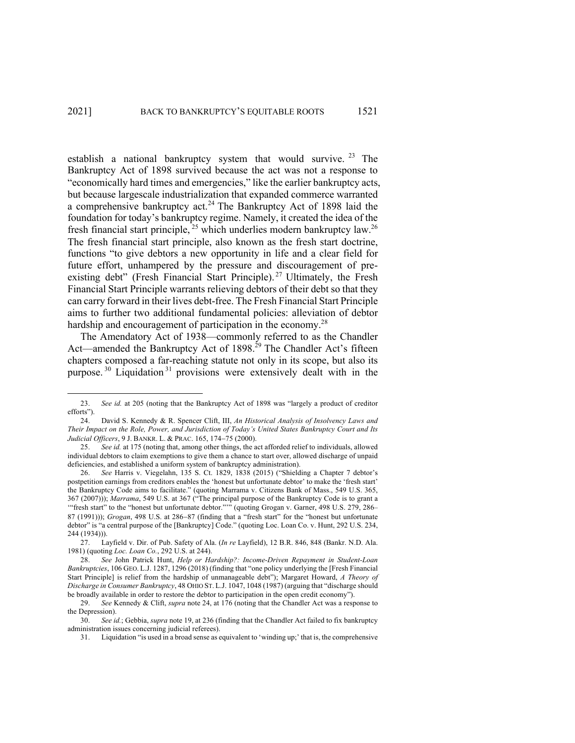establish a national bankruptcy system that would survive.[23] The Bankruptcy Act of 1898 survived because the act was not a response to "economically hard times and emergencies," like the earlier bankruptcy acts, but because largescale industrialization that expanded commerce warranted a comprehensive bankruptcy act.[24] The Bankruptcy Act of 1898 laid the foundation for today's bankruptcy regime. Namely, it created the idea of the fresh financial start principle,[25] which underlies modern bankruptcy law.[26] The fresh financial start principle, also known as the fresh start doctrine, functions "to give debtors a new opportunity in life and a clear field for future effort, unhampered by the pressure and discouragement of pre-existing debt" (Fresh Financial Start Principle).[27] Ultimately, the Fresh Financial Start Principle warrants relieving debtors of their debt so that they can carry forward in their lives debt-free. The Fresh Financial Start Principle aims to further two additional fundamental policies: alleviation of debtor hardship and encouragement of participation in the economy.[28]

The Amendatory Act of 1938—commonly referred to as the Chandler Act—amended the Bankruptcy Act of 1898.[29] The Chandler Act's fifteen chapters composed a far-reaching statute not only in its scope, but also its purpose.[30] Liquidation[31] provisions were extensively dealt with in the

---

23. *See id.* at 205 (noting that the Bankruptcy Act of 1898 was "largely a product of creditor efforts").

24. David S. Kennedy & R. Spencer Clift, III, *An Historical Analysis of Insolvency Laws and Their Impact on the Role, Power, and Jurisdiction of Today's United States Bankruptcy Court and Its Judicial Officers*, 9 J. BANKR. L. & PRAC. 165, 174–75 (2000).

25. *See id.* at 175 (noting that, among other things, the act afforded relief to individuals, allowed individual debtors to claim exemptions to give them a chance to start over, allowed discharge of unpaid deficiencies, and established a uniform system of bankruptcy administration).

26. *See* Harris v. Viegelahn, 135 S. Ct. 1829, 1838 (2015) ("Shielding a Chapter 7 debtor's postpetition earnings from creditors enables the 'honest but unfortunate debtor' to make the 'fresh start' the Bankruptcy Code aims to facilitate." (quoting Marrama v. Citizens Bank of Mass., 549 U.S. 365, 367 (2007))); *Marrama*, 549 U.S. at 367 ("The principal purpose of the Bankruptcy Code is to grant a '"fresh start" to the "honest but unfortunate debtor."'" (quoting Grogan v. Garner, 498 U.S. 279, 286–87 (1991))); *Grogan*, 498 U.S. at 286–87 (finding that a "fresh start" for the "honest but unfortunate debtor" is "a central purpose of the [Bankruptcy] Code." (quoting Loc. Loan Co. v. Hunt, 292 U.S. 234, 244 (1934))).

27. Layfield v. Dir. of Pub. Safety of Ala. (*In re* Layfield), 12 B.R. 846, 848 (Bankr. N.D. Ala. 1981) (quoting *Loc. Loan Co.*, 292 U.S. at 244).

28. *See* John Patrick Hunt, *Help or Hardship?: Income-Driven Repayment in Student-Loan Bankruptcies*, 106 GEO. L.J. 1287, 1296 (2018) (finding that "one policy underlying the [Fresh Financial Start Principle] is relief from the hardship of unmanageable debt"); Margaret Howard, *A Theory of Discharge in Consumer Bankruptcy*, 48 OHIO ST. L.J. 1047, 1048 (1987) (arguing that "discharge should be broadly available in order to restore the debtor to participation in the open credit economy").

29. *See* Kennedy & Clift, *supra* note 24, at 176 (noting that the Chandler Act was a response to the Depression).

30. *See id.*; Gebbia, *supra* note 19, at 236 (finding that the Chandler Act failed to fix bankruptcy administration issues concerning judicial referees).

31. Liquidation "is used in a broad sense as equivalent to 'winding up;' that is, the comprehensive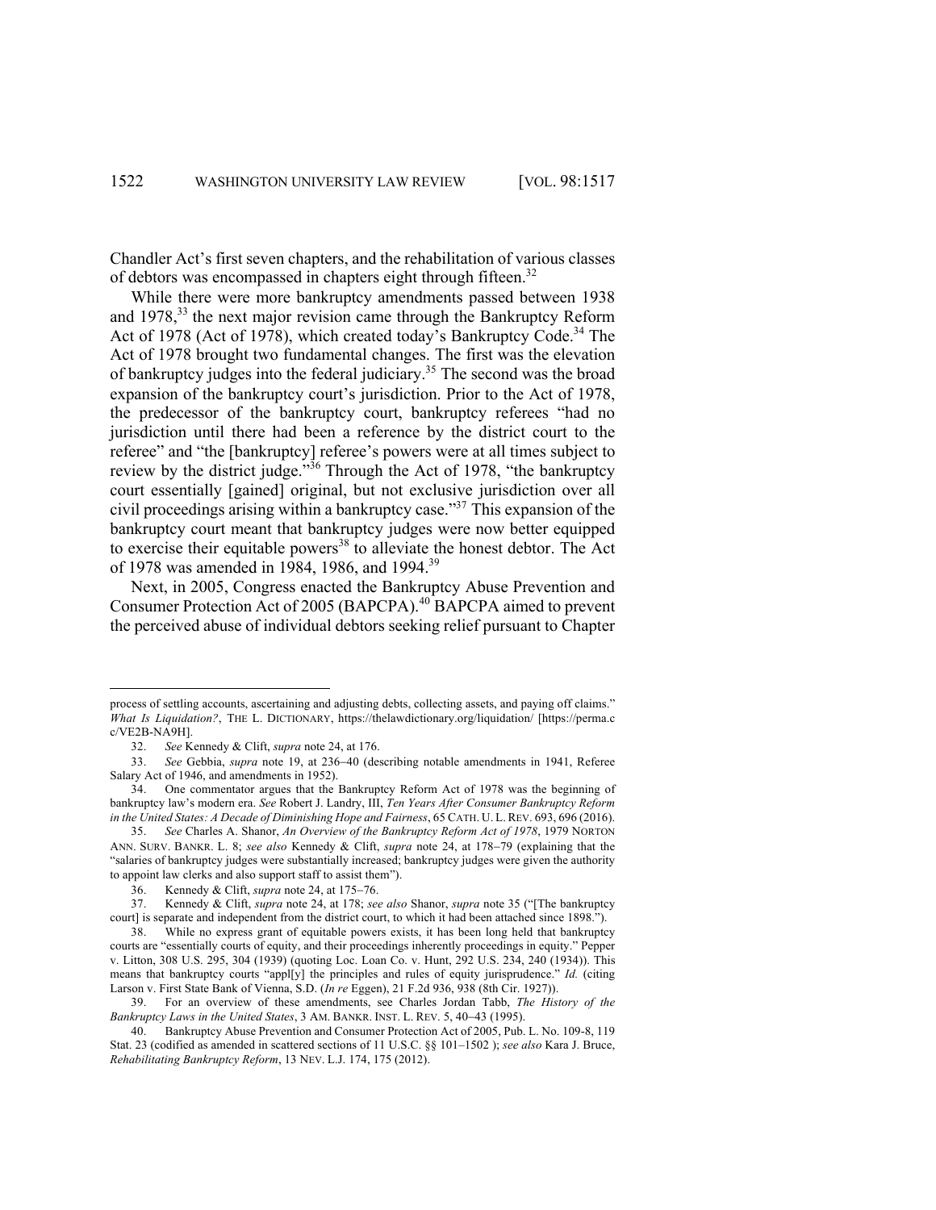Chandler Act's first seven chapters, and the rehabilitation of various classes of debtors was encompassed in chapters eight through fifteen.[32]

While there were more bankruptcy amendments passed between 1938 and 1978,[33] the next major revision came through the Bankruptcy Reform Act of 1978 (Act of 1978), which created today's Bankruptcy Code.[34] The Act of 1978 brought two fundamental changes. The first was the elevation of bankruptcy judges into the federal judiciary.[35] The second was the broad expansion of the bankruptcy court's jurisdiction. Prior to the Act of 1978, the predecessor of the bankruptcy court, bankruptcy referees "had no jurisdiction until there had been a reference by the district court to the referee" and "the [bankruptcy] referee's powers were at all times subject to review by the district judge."[36] Through the Act of 1978, "the bankruptcy court essentially [gained] original, but not exclusive jurisdiction over all civil proceedings arising within a bankruptcy case."[37] This expansion of the bankruptcy court meant that bankruptcy judges were now better equipped to exercise their equitable powers[38] to alleviate the honest debtor. The Act of 1978 was amended in 1984, 1986, and 1994.[39]

Next, in 2005, Congress enacted the Bankruptcy Abuse Prevention and Consumer Protection Act of 2005 (BAPCPA).[40] BAPCPA aimed to prevent the perceived abuse of individual debtors seeking relief pursuant to Chapter

---

process of settling accounts, ascertaining and adjusting debts, collecting assets, and paying off claims." *What Is Liquidation?*, THE L. DICTIONARY, https://thelawdictionary.org/liquidation/ [https://perma.cc/VE2B-NA9H].

32. *See* Kennedy & Clift, *supra* note 24, at 176.

33. *See* Gebbia, *supra* note 19, at 236–40 (describing notable amendments in 1941, Referee Salary Act of 1946, and amendments in 1952).

34. One commentator argues that the Bankruptcy Reform Act of 1978 was the beginning of bankruptcy law's modern era. *See* Robert J. Landry, III, *Ten Years After Consumer Bankruptcy Reform in the United States: A Decade of Diminishing Hope and Fairness*, 65 CATH. U. L. REV. 693, 696 (2016).

35. *See* Charles A. Shanor, *An Overview of the Bankruptcy Reform Act of 1978*, 1979 NORTON ANN. SURV. BANKR. L. 8; *see also* Kennedy & Clift, *supra* note 24, at 178–79 (explaining that the "salaries of bankruptcy judges were substantially increased; bankruptcy judges were given the authority to appoint law clerks and also support staff to assist them").

36. Kennedy & Clift, *supra* note 24, at 175–76.

37. Kennedy & Clift, *supra* note 24, at 178; *see also* Shanor, *supra* note 35 ("[The bankruptcy court] is separate and independent from the district court, to which it had been attached since 1898.").

38. While no express grant of equitable powers exists, it has been long held that bankruptcy courts are "essentially courts of equity, and their proceedings inherently proceedings in equity." Pepper v. Litton, 308 U.S. 295, 304 (1939) (quoting Loc. Loan Co. v. Hunt, 292 U.S. 234, 240 (1934)). This means that bankruptcy courts "appl[y] the principles and rules of equity jurisprudence." *Id.* (citing Larson v. First State Bank of Vienna, S.D. (*In re* Eggen), 21 F.2d 936, 938 (8th Cir. 1927)).

39. For an overview of these amendments, see Charles Jordan Tabb, *The History of the Bankruptcy Laws in the United States*, 3 AM. BANKR. INST. L. REV. 5, 40–43 (1995).

40. Bankruptcy Abuse Prevention and Consumer Protection Act of 2005, Pub. L. No. 109-8, 119 Stat. 23 (codified as amended in scattered sections of 11 U.S.C. §§ 101–1502 ); *see also* Kara J. Bruce, *Rehabilitating Bankruptcy Reform*, 13 NEV. L.J. 174, 175 (2012).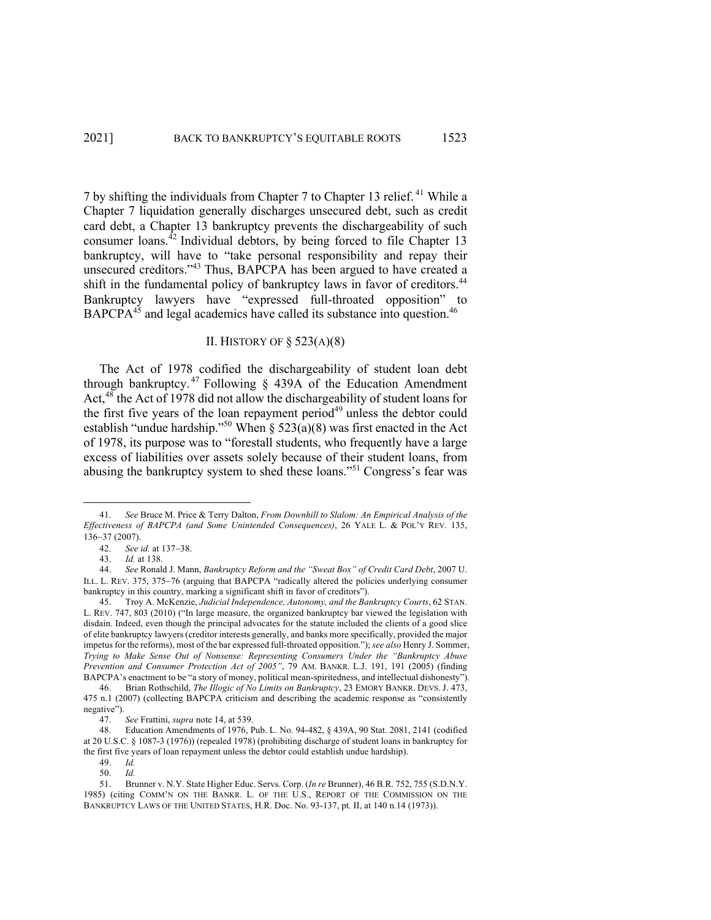7 by shifting the individuals from Chapter 7 to Chapter 13 relief.[41] While a Chapter 7 liquidation generally discharges unsecured debt, such as credit card debt, a Chapter 13 bankruptcy prevents the dischargeability of such consumer loans.[42] Individual debtors, by being forced to file Chapter 13 bankruptcy, will have to "take personal responsibility and repay their unsecured creditors."[43] Thus, BAPCPA has been argued to have created a shift in the fundamental policy of bankruptcy laws in favor of creditors.[44] Bankruptcy lawyers have "expressed full-throated opposition" to BAPCPA[45] and legal academics have called its substance into question.[46]

## II. History of § 523(a)(8)

The Act of 1978 codified the dischargeability of student loan debt through bankruptcy.[47] Following § 439A of the Education Amendment Act,[48] the Act of 1978 did not allow the dischargeability of student loans for the first five years of the loan repayment period[49] unless the debtor could establish "undue hardship."[50] When § 523(a)(8) was first enacted in the Act of 1978, its purpose was to "forestall students, who frequently have a large excess of liabilities over assets solely because of their student loans, from abusing the bankruptcy system to shed these loans."[51] Congress's fear was

---

41. *See* Bruce M. Price & Terry Dalton, *From Downhill to Slalom: An Empirical Analysis of the Effectiveness of BAPCPA (and Some Unintended Consequences)*, 26 Yale L. & Pol'y Rev. 135, 136–37 (2007).

42. *See id.* at 137–38.

43. *Id.* at 138.

44. *See* Ronald J. Mann, *Bankruptcy Reform and the "Sweat Box" of Credit Card Debt*, 2007 U. Ill. L. Rev. 375, 375–76 (arguing that BAPCPA "radically altered the policies underlying consumer bankruptcy in this country, marking a significant shift in favor of creditors").

45. Troy A. McKenzie, *Judicial Independence, Autonomy, and the Bankruptcy Courts*, 62 Stan. L. Rev. 747, 803 (2010) ("In large measure, the organized bankruptcy bar viewed the legislation with disdain. Indeed, even though the principal advocates for the statute included the clients of a good slice of elite bankruptcy lawyers (creditor interests generally, and banks more specifically, provided the major impetus for the reforms), most of the bar expressed full-throated opposition."); *see also* Henry J. Sommer, *Trying to Make Sense Out of Nonsense: Representing Consumers Under the "Bankruptcy Abuse Prevention and Consumer Protection Act of 2005"*, 79 Am. Bankr. L.J. 191, 191 (2005) (finding BAPCPA's enactment to be "a story of money, political mean-spiritedness, and intellectual dishonesty").

46. Brian Rothschild, *The Illogic of No Limits on Bankruptcy*, 23 Emory Bankr. Devs. J. 473, 475 n.1 (2007) (collecting BAPCPA criticism and describing the academic response as "consistently negative").

47. *See* Frattini, *supra* note 14, at 539.

48. Education Amendments of 1976, Pub. L. No. 94-482, § 439A, 90 Stat. 2081, 2141 (codified at 20 U.S.C. § 1087-3 (1976)) (repealed 1978) (prohibiting discharge of student loans in bankruptcy for the first five years of loan repayment unless the debtor could establish undue hardship).

49. *Id.*

50. *Id.*

51. Brunner v. N.Y. State Higher Educ. Servs. Corp. (*In re* Brunner), 46 B.R. 752, 755 (S.D.N.Y. 1985) (citing Comm'n on the Bankr. L. of the U.S., Report of the Commission on the Bankruptcy Laws of the United States, H.R. Doc. No. 93-137, pt. II, at 140 n.14 (1973)).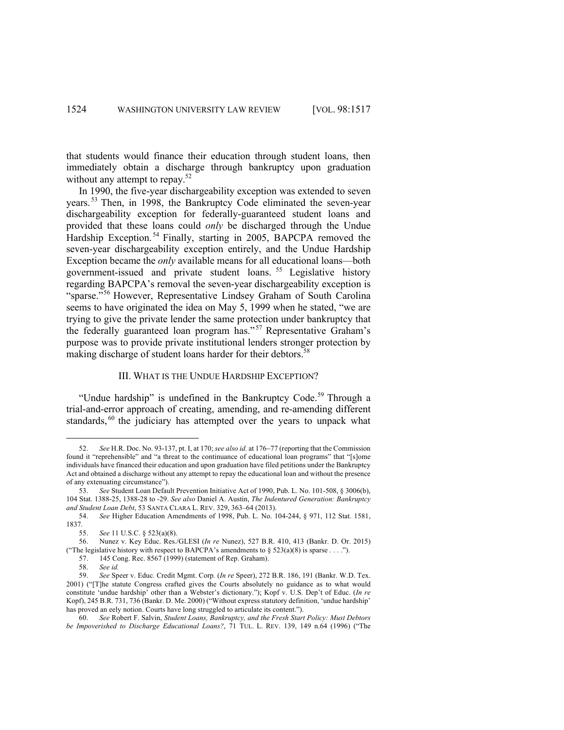that students would finance their education through student loans, then immediately obtain a discharge through bankruptcy upon graduation without any attempt to repay.[52]

In 1990, the five-year dischargeability exception was extended to seven years.[53] Then, in 1998, the Bankruptcy Code eliminated the seven-year dischargeability exception for federally-guaranteed student loans and provided that these loans could *only* be discharged through the Undue Hardship Exception.[54] Finally, starting in 2005, BAPCPA removed the seven-year dischargeability exception entirely, and the Undue Hardship Exception became the *only* available means for all educational loans—both government-issued and private student loans.[55] Legislative history regarding BAPCPA's removal the seven-year dischargeability exception is "sparse."[56] However, Representative Lindsey Graham of South Carolina seems to have originated the idea on May 5, 1999 when he stated, "we are trying to give the private lender the same protection under bankruptcy that the federally guaranteed loan program has."[57] Representative Graham's purpose was to provide private institutional lenders stronger protection by making discharge of student loans harder for their debtors.[58]

## III. WHAT IS THE UNDUE HARDSHIP EXCEPTION?

"Undue hardship" is undefined in the Bankruptcy Code.[59] Through a trial-and-error approach of creating, amending, and re-amending different standards,[60] the judiciary has attempted over the years to unpack what

---

52. *See* H.R. Doc. No. 93-137, pt. I, at 170; *see also id.* at 176–77 (reporting that the Commission found it "reprehensible" and "a threat to the continuance of educational loan programs" that "[s]ome individuals have financed their education and upon graduation have filed petitions under the Bankruptcy Act and obtained a discharge without any attempt to repay the educational loan and without the presence of any extenuating circumstance").

53. *See* Student Loan Default Prevention Initiative Act of 1990, Pub. L. No. 101-508, § 3006(b), 104 Stat. 1388-25, 1388-28 to -29. *See also* Daniel A. Austin, *The Indentured Generation: Bankruptcy and Student Loan Debt*, 53 SANTA CLARA L. REV. 329, 363–64 (2013).

54. *See* Higher Education Amendments of 1998, Pub. L. No. 104-244, § 971, 112 Stat. 1581, 1837.

55. *See* 11 U.S.C. § 523(a)(8).

56. Nunez v. Key Educ. Res./GLESI (*In re* Nunez), 527 B.R. 410, 413 (Bankr. D. Or. 2015) ("The legislative history with respect to BAPCPA's amendments to § 523(a)(8) is sparse . . . .").

57. 145 Cong. Rec. 8567 (1999) (statement of Rep. Graham).

58. *See id.*

59. *See* Speer v. Educ. Credit Mgmt. Corp. (*In re* Speer), 272 B.R. 186, 191 (Bankr. W.D. Tex. 2001) ("[T]he statute Congress crafted gives the Courts absolutely no guidance as to what would constitute 'undue hardship' other than a Webster's dictionary."); Kopf v. U.S. Dep't of Educ. (*In re* Kopf), 245 B.R. 731, 736 (Bankr. D. Me. 2000) ("Without express statutory definition, 'undue hardship' has proved an eely notion. Courts have long struggled to articulate its content.").

60. *See* Robert F. Salvin, *Student Loans, Bankruptcy, and the Fresh Start Policy: Must Debtors be Impoverished to Discharge Educational Loans?*, 71 TUL. L. REV. 139, 149 n.64 (1996) ("The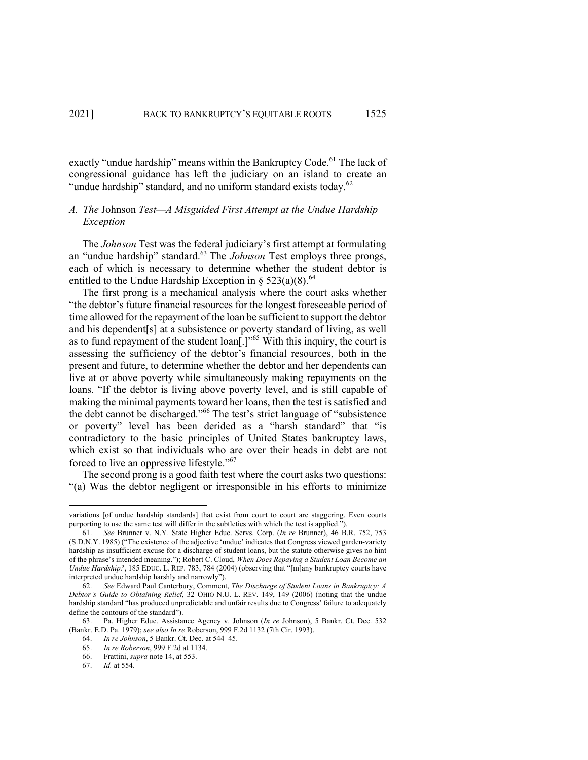exactly "undue hardship" means within the Bankruptcy Code.[61] The lack of congressional guidance has left the judiciary on an island to create an "undue hardship" standard, and no uniform standard exists today.[62]

### *A. The* Johnson *Test—A Misguided First Attempt at the Undue Hardship Exception*

The *Johnson* Test was the federal judiciary's first attempt at formulating an "undue hardship" standard.[63] The *Johnson* Test employs three prongs, each of which is necessary to determine whether the student debtor is entitled to the Undue Hardship Exception in § 523(a)(8).[64]

The first prong is a mechanical analysis where the court asks whether "the debtor's future financial resources for the longest foreseeable period of time allowed for the repayment of the loan be sufficient to support the debtor and his dependent[s] at a subsistence or poverty standard of living, as well as to fund repayment of the student loan[.]"[65] With this inquiry, the court is assessing the sufficiency of the debtor's financial resources, both in the present and future, to determine whether the debtor and her dependents can live at or above poverty while simultaneously making repayments on the loans. "If the debtor is living above poverty level, and is still capable of making the minimal payments toward her loans, then the test is satisfied and the debt cannot be discharged."[66] The test's strict language of "subsistence or poverty" level has been derided as a "harsh standard" that "is contradictory to the basic principles of United States bankruptcy laws, which exist so that individuals who are over their heads in debt are not forced to live an oppressive lifestyle."[67]

The second prong is a good faith test where the court asks two questions: "(a) Was the debtor negligent or irresponsible in his efforts to minimize

---

variations [of undue hardship standards] that exist from court to court are staggering. Even courts purporting to use the same test will differ in the subtleties with which the test is applied.").

61. *See* Brunner v. N.Y. State Higher Educ. Servs. Corp. (*In re* Brunner), 46 B.R. 752, 753 (S.D.N.Y. 1985) ("The existence of the adjective 'undue' indicates that Congress viewed garden-variety hardship as insufficient excuse for a discharge of student loans, but the statute otherwise gives no hint of the phrase's intended meaning."); Robert C. Cloud, *When Does Repaying a Student Loan Become an Undue Hardship?*, 185 EDUC. L. REP. 783, 784 (2004) (observing that "[m]any bankruptcy courts have interpreted undue hardship harshly and narrowly").

62. *See* Edward Paul Canterbury, Comment, *The Discharge of Student Loans in Bankruptcy: A Debtor's Guide to Obtaining Relief*, 32 OHIO N.U. L. REV. 149, 149 (2006) (noting that the undue hardship standard "has produced unpredictable and unfair results due to Congress' failure to adequately define the contours of the standard").

63. Pa. Higher Educ. Assistance Agency v. Johnson (*In re* Johnson), 5 Bankr. Ct. Dec. 532 (Bankr. E.D. Pa. 1979); *see also In re* Roberson, 999 F.2d 1132 (7th Cir. 1993).

64. *In re Johnson*, 5 Bankr. Ct. Dec. at 544–45.

65. *In re Roberson*, 999 F.2d at 1134.

66. Frattini, *supra* note 14, at 553.

67. *Id.* at 554.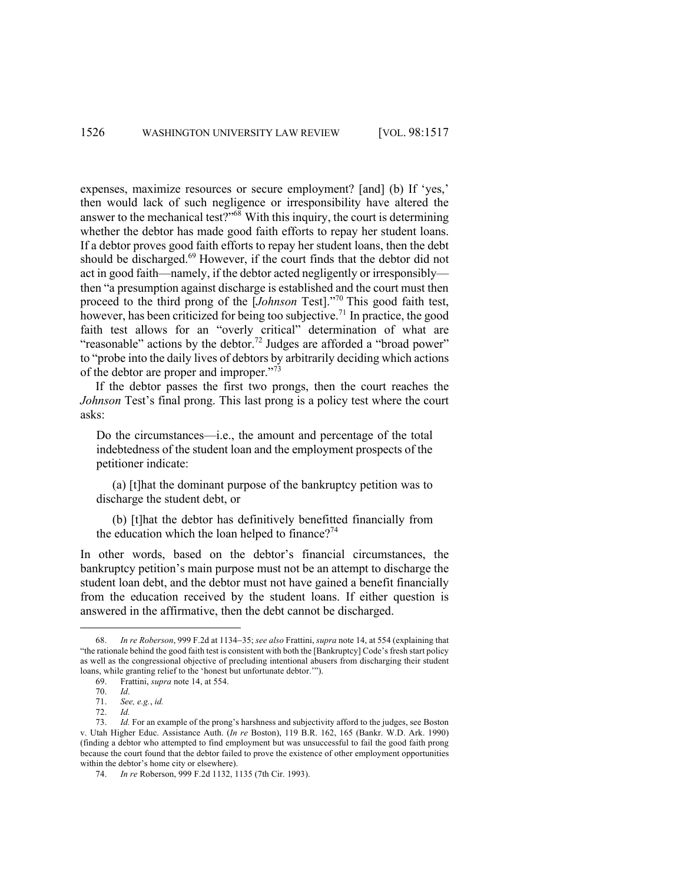expenses, maximize resources or secure employment? [and] (b) If 'yes,' then would lack of such negligence or irresponsibility have altered the answer to the mechanical test?"[68] With this inquiry, the court is determining whether the debtor has made good faith efforts to repay her student loans. If a debtor proves good faith efforts to repay her student loans, then the debt should be discharged.[69] However, if the court finds that the debtor did not act in good faith—namely, if the debtor acted negligently or irresponsibly—then "a presumption against discharge is established and the court must then proceed to the third prong of the [*Johnson* Test]."[70] This good faith test, however, has been criticized for being too subjective.[71] In practice, the good faith test allows for an "overly critical" determination of what are "reasonable" actions by the debtor.[72] Judges are afforded a "broad power" to "probe into the daily lives of debtors by arbitrarily deciding which actions of the debtor are proper and improper."[73]

If the debtor passes the first two prongs, then the court reaches the *Johnson* Test's final prong. This last prong is a policy test where the court asks:

> Do the circumstances—i.e., the amount and percentage of the total indebtedness of the student loan and the employment prospects of the petitioner indicate:
>
> (a) [t]hat the dominant purpose of the bankruptcy petition was to discharge the student debt, or
>
> (b) [t]hat the debtor has definitively benefitted financially from the education which the loan helped to finance?[74]

In other words, based on the debtor's financial circumstances, the bankruptcy petition's main purpose must not be an attempt to discharge the student loan debt, and the debtor must not have gained a benefit financially from the education received by the student loans. If either question is answered in the affirmative, then the debt cannot be discharged.

---

68. *In re Roberson*, 999 F.2d at 1134–35; *see also* Frattini, *supra* note 14, at 554 (explaining that "the rationale behind the good faith test is consistent with both the [Bankruptcy] Code's fresh start policy as well as the congressional objective of precluding intentional abusers from discharging their student loans, while granting relief to the 'honest but unfortunate debtor.'").

69. Frattini, *supra* note 14, at 554.

70. *Id*.

71. *See, e.g.*, *id.*

72. *Id.*

73. *Id.* For an example of the prong's harshness and subjectivity afford to the judges, see Boston v. Utah Higher Educ. Assistance Auth. (*In re* Boston), 119 B.R. 162, 165 (Bankr. W.D. Ark. 1990) (finding a debtor who attempted to find employment but was unsuccessful to fail the good faith prong because the court found that the debtor failed to prove the existence of other employment opportunities within the debtor's home city or elsewhere).

74. *In re* Roberson, 999 F.2d 1132, 1135 (7th Cir. 1993).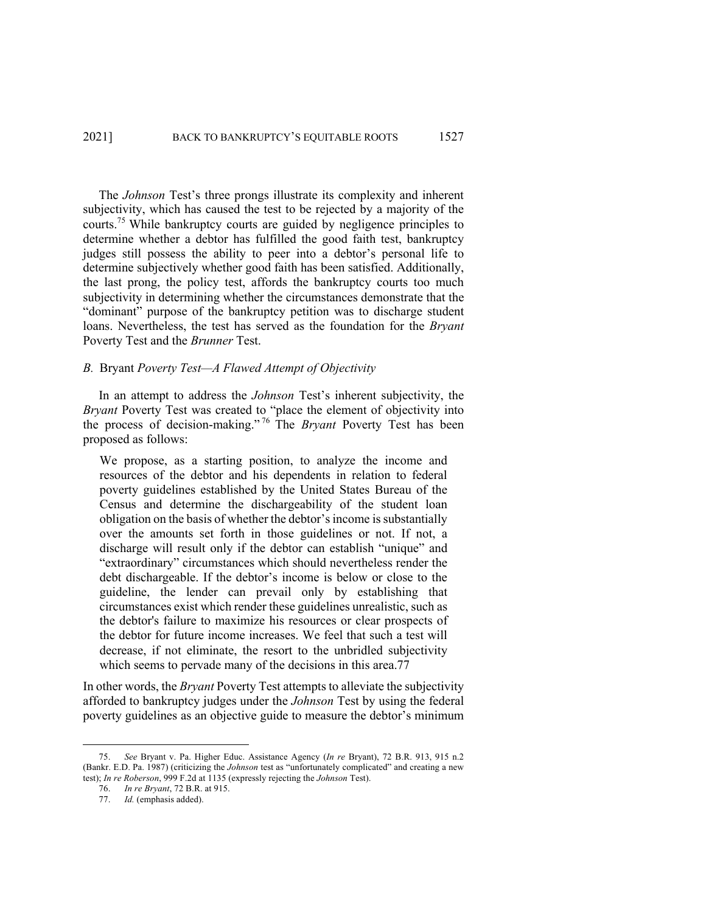The *Johnson* Test's three prongs illustrate its complexity and inherent subjectivity, which has caused the test to be rejected by a majority of the courts.[75] While bankruptcy courts are guided by negligence principles to determine whether a debtor has fulfilled the good faith test, bankruptcy judges still possess the ability to peer into a debtor's personal life to determine subjectively whether good faith has been satisfied. Additionally, the last prong, the policy test, affords the bankruptcy courts too much subjectivity in determining whether the circumstances demonstrate that the "dominant" purpose of the bankruptcy petition was to discharge student loans. Nevertheless, the test has served as the foundation for the *Bryant* Poverty Test and the *Brunner* Test.

### *B.* Bryant *Poverty Test—A Flawed Attempt of Objectivity*

In an attempt to address the *Johnson* Test's inherent subjectivity, the *Bryant* Poverty Test was created to "place the element of objectivity into the process of decision-making."[76] The *Bryant* Poverty Test has been proposed as follows:

> We propose, as a starting position, to analyze the income and resources of the debtor and his dependents in relation to federal poverty guidelines established by the United States Bureau of the Census and determine the dischargeability of the student loan obligation on the basis of whether the debtor's income is substantially over the amounts set forth in those guidelines or not. If not, a discharge will result only if the debtor can establish "unique" and "extraordinary" circumstances which should nevertheless render the debt dischargeable. If the debtor's income is below or close to the guideline, the lender can prevail only by establishing that circumstances exist which render these guidelines unrealistic, such as the debtor's failure to maximize his resources or clear prospects of the debtor for future income increases. We feel that such a test will decrease, if not eliminate, the resort to the unbridled subjectivity which seems to pervade many of the decisions in this area.77

In other words, the *Bryant* Poverty Test attempts to alleviate the subjectivity afforded to bankruptcy judges under the *Johnson* Test by using the federal poverty guidelines as an objective guide to measure the debtor's minimum

---

75. *See* Bryant v. Pa. Higher Educ. Assistance Agency (*In re* Bryant), 72 B.R. 913, 915 n.2 (Bankr. E.D. Pa. 1987) (criticizing the *Johnson* test as "unfortunately complicated" and creating a new test); *In re Roberson*, 999 F.2d at 1135 (expressly rejecting the *Johnson* Test).

76. *In re Bryant*, 72 B.R. at 915.

77. *Id.* (emphasis added).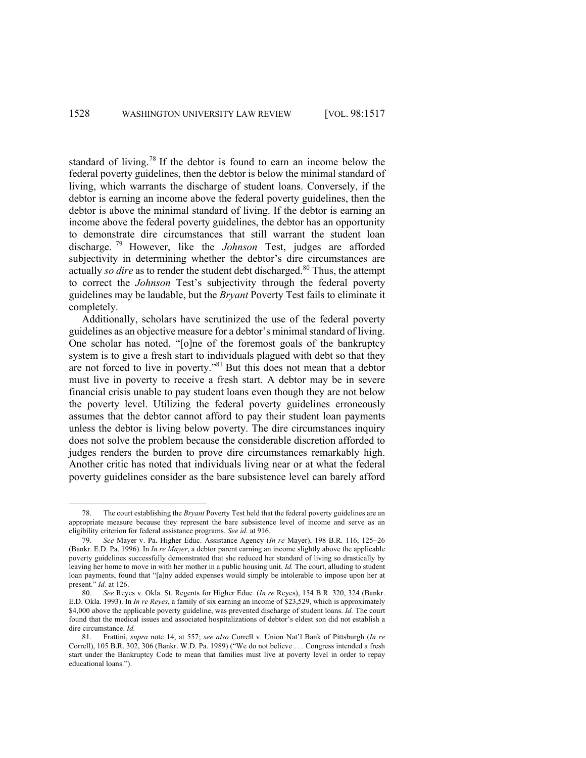standard of living.[78] If the debtor is found to earn an income below the federal poverty guidelines, then the debtor is below the minimal standard of living, which warrants the discharge of student loans. Conversely, if the debtor is earning an income above the federal poverty guidelines, then the debtor is above the minimal standard of living. If the debtor is earning an income above the federal poverty guidelines, the debtor has an opportunity to demonstrate dire circumstances that still warrant the student loan discharge.[79] However, like the *Johnson* Test, judges are afforded subjectivity in determining whether the debtor's dire circumstances are actually *so dire* as to render the student debt discharged.[80] Thus, the attempt to correct the *Johnson* Test's subjectivity through the federal poverty guidelines may be laudable, but the *Bryant* Poverty Test fails to eliminate it completely.

Additionally, scholars have scrutinized the use of the federal poverty guidelines as an objective measure for a debtor's minimal standard of living. One scholar has noted, "[o]ne of the foremost goals of the bankruptcy system is to give a fresh start to individuals plagued with debt so that they are not forced to live in poverty."[81] But this does not mean that a debtor must live in poverty to receive a fresh start. A debtor may be in severe financial crisis unable to pay student loans even though they are not below the poverty level. Utilizing the federal poverty guidelines erroneously assumes that the debtor cannot afford to pay their student loan payments unless the debtor is living below poverty. The dire circumstances inquiry does not solve the problem because the considerable discretion afforded to judges renders the burden to prove dire circumstances remarkably high. Another critic has noted that individuals living near or at what the federal poverty guidelines consider as the bare subsistence level can barely afford

---

78. The court establishing the *Bryant* Poverty Test held that the federal poverty guidelines are an appropriate measure because they represent the bare subsistence level of income and serve as an eligibility criterion for federal assistance programs. *See id.* at 916.

79. *See* Mayer v. Pa. Higher Educ. Assistance Agency (*In re* Mayer), 198 B.R. 116, 125–26 (Bankr. E.D. Pa. 1996). In *In re Mayer*, a debtor parent earning an income slightly above the applicable poverty guidelines successfully demonstrated that she reduced her standard of living so drastically by leaving her home to move in with her mother in a public housing unit. *Id.* The court, alluding to student loan payments, found that "[a]ny added expenses would simply be intolerable to impose upon her at present." *Id.* at 126.

80. *See* Reyes v. Okla. St. Regents for Higher Educ. (*In re* Reyes), 154 B.R. 320, 324 (Bankr. E.D. Okla. 1993). In *In re Reyes*, a family of six earning an income of $23,529, which is approximately $4,000 above the applicable poverty guideline, was prevented discharge of student loans. *Id.* The court found that the medical issues and associated hospitalizations of debtor's eldest son did not establish a dire circumstance. *Id.*

81. Frattini, *supra* note 14, at 557; *see also* Correll v. Union Nat'l Bank of Pittsburgh (*In re* Correll), 105 B.R. 302, 306 (Bankr. W.D. Pa. 1989) ("We do not believe . . . Congress intended a fresh start under the Bankruptcy Code to mean that families must live at poverty level in order to repay educational loans.").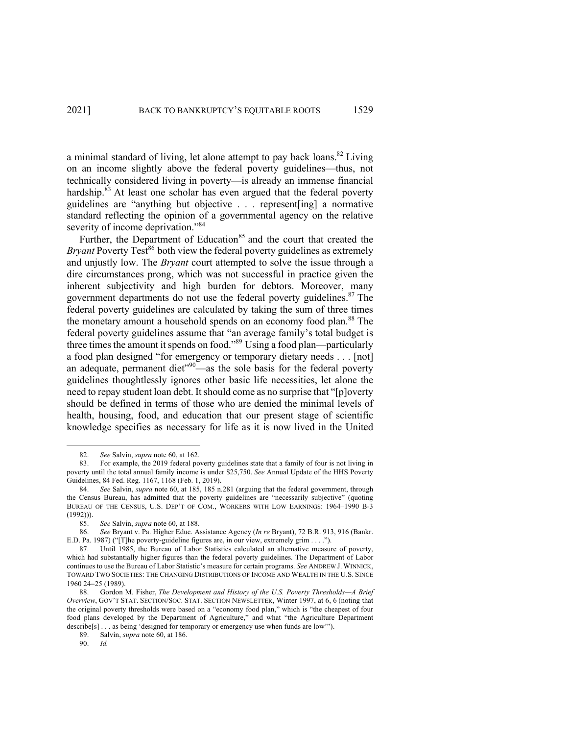a minimal standard of living, let alone attempt to pay back loans.[82] Living on an income slightly above the federal poverty guidelines—thus, not technically considered living in poverty—is already an immense financial hardship.[83] At least one scholar has even argued that the federal poverty guidelines are "anything but objective . . . represent[ing] a normative standard reflecting the opinion of a governmental agency on the relative severity of income deprivation."[84]

Further, the Department of Education[85] and the court that created the *Bryant* Poverty Test[86] both view the federal poverty guidelines as extremely and unjustly low. The *Bryant* court attempted to solve the issue through a dire circumstances prong, which was not successful in practice given the inherent subjectivity and high burden for debtors. Moreover, many government departments do not use the federal poverty guidelines.[87] The federal poverty guidelines are calculated by taking the sum of three times the monetary amount a household spends on an economy food plan.[88] The federal poverty guidelines assume that "an average family's total budget is three times the amount it spends on food."[89] Using a food plan—particularly a food plan designed "for emergency or temporary dietary needs . . . [not] an adequate, permanent diet"[90]—as the sole basis for the federal poverty guidelines thoughtlessly ignores other basic life necessities, let alone the need to repay student loan debt. It should come as no surprise that "[p]overty should be defined in terms of those who are denied the minimal levels of health, housing, food, and education that our present stage of scientific knowledge specifies as necessary for life as it is now lived in the United

---

82. *See* Salvin, *supra* note 60, at 162.

83. For example, the 2019 federal poverty guidelines state that a family of four is not living in poverty until the total annual family income is under $25,750. *See* Annual Update of the HHS Poverty Guidelines, 84 Fed. Reg. 1167, 1168 (Feb. 1, 2019).

84. *See* Salvin, *supra* note 60, at 185, 185 n.281 (arguing that the federal government, through the Census Bureau, has admitted that the poverty guidelines are "necessarily subjective" (quoting BUREAU OF THE CENSUS, U.S. DEP'T OF COM., WORKERS WITH LOW EARNINGS: 1964–1990 B-3 (1992))).

85. *See* Salvin, *supra* note 60, at 188.

86. *See* Bryant v. Pa. Higher Educ. Assistance Agency (*In re* Bryant), 72 B.R. 913, 916 (Bankr. E.D. Pa. 1987) ("[T]he poverty-guideline figures are, in our view, extremely grim . . . .").

87. Until 1985, the Bureau of Labor Statistics calculated an alternative measure of poverty, which had substantially higher figures than the federal poverty guidelines. The Department of Labor continues to use the Bureau of Labor Statistic's measure for certain programs. *See* ANDREW J. WINNICK, TOWARD TWO SOCIETIES: THE CHANGING DISTRIBUTIONS OF INCOME AND WEALTH IN THE U.S. SINCE 1960 24–25 (1989).

88. Gordon M. Fisher, *The Development and History of the U.S. Poverty Thresholds—A Brief Overview*, GOV'T STAT. SECTION/SOC. STAT. SECTION NEWSLETTER, Winter 1997, at 6, 6 (noting that the original poverty thresholds were based on a "economy food plan," which is "the cheapest of four food plans developed by the Department of Agriculture," and what "the Agriculture Department describe[s] . . . as being 'designed for temporary or emergency use when funds are low'").

89. Salvin, *supra* note 60, at 186.

90. *Id.*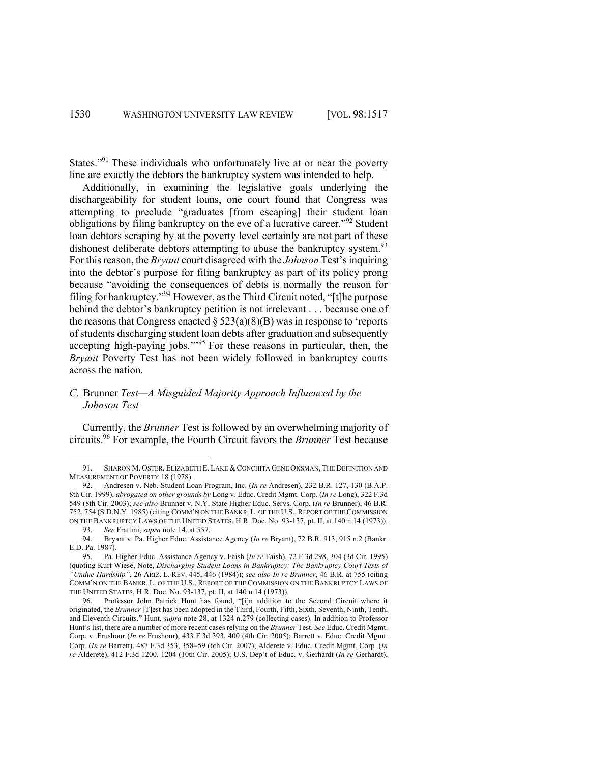States."[91] These individuals who unfortunately live at or near the poverty line are exactly the debtors the bankruptcy system was intended to help.

Additionally, in examining the legislative goals underlying the dischargeability for student loans, one court found that Congress was attempting to preclude "graduates [from escaping] their student loan obligations by filing bankruptcy on the eve of a lucrative career."[92] Student loan debtors scraping by at the poverty level certainly are not part of these dishonest deliberate debtors attempting to abuse the bankruptcy system.[93] For this reason, the *Bryant* court disagreed with the *Johnson* Test's inquiring into the debtor's purpose for filing bankruptcy as part of its policy prong because "avoiding the consequences of debts is normally the reason for filing for bankruptcy."[94] However, as the Third Circuit noted, "[t]he purpose behind the debtor's bankruptcy petition is not irrelevant . . . because one of the reasons that Congress enacted § 523(a)(8)(B) was in response to 'reports of students discharging student loan debts after graduation and subsequently accepting high-paying jobs.'"[95] For these reasons in particular, then, the *Bryant* Poverty Test has not been widely followed in bankruptcy courts across the nation.

### *C.* Brunner *Test—A Misguided Majority Approach Influenced by the Johnson Test*

Currently, the *Brunner* Test is followed by an overwhelming majority of circuits.[96] For example, the Fourth Circuit favors the *Brunner* Test because

---

91. SHARON M. OSTER, ELIZABETH E. LAKE & CONCHITA GENE OKSMAN, THE DEFINITION AND MEASUREMENT OF POVERTY 18 (1978).

92. Andresen v. Neb. Student Loan Program, Inc. (*In re* Andresen), 232 B.R. 127, 130 (B.A.P. 8th Cir. 1999), *abrogated on other grounds by* Long v. Educ. Credit Mgmt. Corp. (*In re* Long), 322 F.3d 549 (8th Cir. 2003); *see also* Brunner v. N.Y. State Higher Educ. Servs. Corp. (*In re* Brunner), 46 B.R. 752, 754 (S.D.N.Y. 1985) (citing COMM'N ON THE BANKR. L. OF THE U.S., REPORT OF THE COMMISSION ON THE BANKRUPTCY LAWS OF THE UNITED STATES, H.R. Doc. No. 93-137, pt. II, at 140 n.14 (1973)).

93. *See* Frattini, *supra* note 14, at 557.

94. Bryant v. Pa. Higher Educ. Assistance Agency (*In re* Bryant), 72 B.R. 913, 915 n.2 (Bankr. E.D. Pa. 1987).

95. Pa. Higher Educ. Assistance Agency v. Faish (*In re* Faish), 72 F.3d 298, 304 (3d Cir. 1995) (quoting Kurt Wiese, Note, *Discharging Student Loans in Bankruptcy: The Bankruptcy Court Tests of "Undue Hardship"*, 26 ARIZ. L. REV. 445, 446 (1984)); *see also In re Brunner*, 46 B.R. at 755 (citing COMM'N ON THE BANKR. L. OF THE U.S., REPORT OF THE COMMISSION ON THE BANKRUPTCY LAWS OF THE UNITED STATES, H.R. Doc. No. 93-137, pt. II, at 140 n.14 (1973)).

96. Professor John Patrick Hunt has found, "[i]n addition to the Second Circuit where it originated, the *Brunner* [T]est has been adopted in the Third, Fourth, Fifth, Sixth, Seventh, Ninth, Tenth, and Eleventh Circuits." Hunt, *supra* note 28, at 1324 n.279 (collecting cases). In addition to Professor Hunt's list, there are a number of more recent cases relying on the *Brunner* Test. *See* Educ. Credit Mgmt. Corp. v. Frushour (*In re* Frushour), 433 F.3d 393, 400 (4th Cir. 2005); Barrett v. Educ. Credit Mgmt. Corp. (*In re* Barrett), 487 F.3d 353, 358–59 (6th Cir. 2007); Alderete v. Educ. Credit Mgmt. Corp. (*In re* Alderete), 412 F.3d 1200, 1204 (10th Cir. 2005); U.S. Dep't of Educ. v. Gerhardt (*In re* Gerhardt),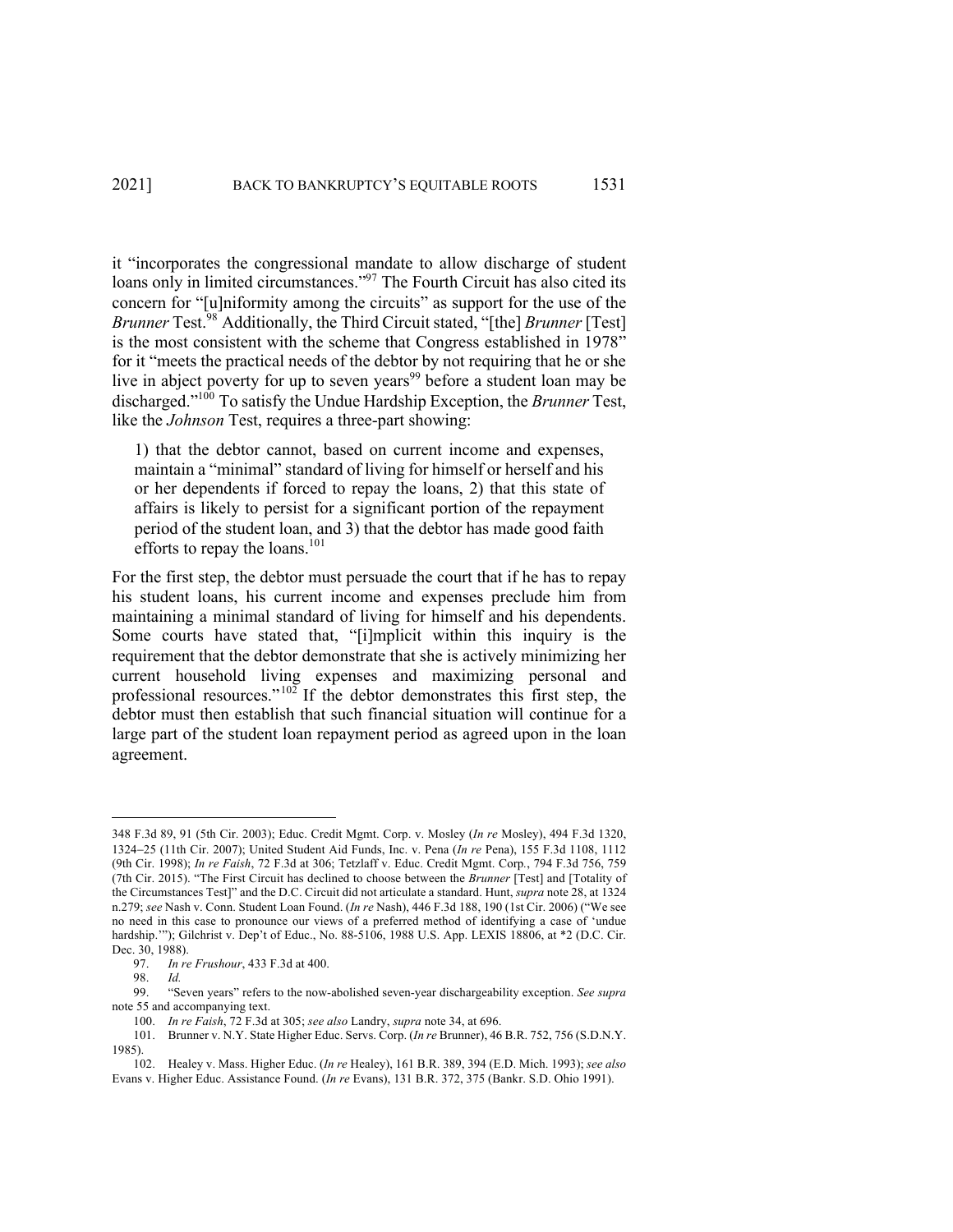it "incorporates the congressional mandate to allow discharge of student loans only in limited circumstances."[97] The Fourth Circuit has also cited its concern for "[u]niformity among the circuits" as support for the use of the *Brunner* Test.[98] Additionally, the Third Circuit stated, "[the] *Brunner* [Test] is the most consistent with the scheme that Congress established in 1978" for it "meets the practical needs of the debtor by not requiring that he or she live in abject poverty for up to seven years[99] before a student loan may be discharged."[100] To satisfy the Undue Hardship Exception, the *Brunner* Test, like the *Johnson* Test, requires a three-part showing:

> 1) that the debtor cannot, based on current income and expenses, maintain a "minimal" standard of living for himself or herself and his or her dependents if forced to repay the loans, 2) that this state of affairs is likely to persist for a significant portion of the repayment period of the student loan, and 3) that the debtor has made good faith efforts to repay the loans.[101]

For the first step, the debtor must persuade the court that if he has to repay his student loans, his current income and expenses preclude him from maintaining a minimal standard of living for himself and his dependents. Some courts have stated that, "[i]mplicit within this inquiry is the requirement that the debtor demonstrate that she is actively minimizing her current household living expenses and maximizing personal and professional resources."[102] If the debtor demonstrates this first step, the debtor must then establish that such financial situation will continue for a large part of the student loan repayment period as agreed upon in the loan agreement.

---

348 F.3d 89, 91 (5th Cir. 2003); Educ. Credit Mgmt. Corp. v. Mosley (*In re* Mosley), 494 F.3d 1320, 1324–25 (11th Cir. 2007); United Student Aid Funds, Inc. v. Pena (*In re* Pena), 155 F.3d 1108, 1112 (9th Cir. 1998); *In re Faish*, 72 F.3d at 306; Tetzlaff v. Educ. Credit Mgmt. Corp., 794 F.3d 756, 759 (7th Cir. 2015). "The First Circuit has declined to choose between the *Brunner* [Test] and [Totality of the Circumstances Test]" and the D.C. Circuit did not articulate a standard. Hunt, *supra* note 28, at 1324 n.279; *see* Nash v. Conn. Student Loan Found. (*In re* Nash), 446 F.3d 188, 190 (1st Cir. 2006) ("We see no need in this case to pronounce our views of a preferred method of identifying a case of 'undue hardship.'"); Gilchrist v. Dep't of Educ., No. 88-5106, 1988 U.S. App. LEXIS 18806, at *2 (D.C. Cir. Dec. 30, 1988).

97. *In re Frushour*, 433 F.3d at 400.

98. *Id.*

99. "Seven years" refers to the now-abolished seven-year dischargeability exception. *See supra* note 55 and accompanying text.

100. *In re Faish*, 72 F.3d at 305; *see also* Landry, *supra* note 34, at 696.

101. Brunner v. N.Y. State Higher Educ. Servs. Corp. (*In re* Brunner), 46 B.R. 752, 756 (S.D.N.Y. 1985).

102. Healey v. Mass. Higher Educ. (*In re* Healey), 161 B.R. 389, 394 (E.D. Mich. 1993); *see also* Evans v. Higher Educ. Assistance Found. (*In re* Evans), 131 B.R. 372, 375 (Bankr. S.D. Ohio 1991).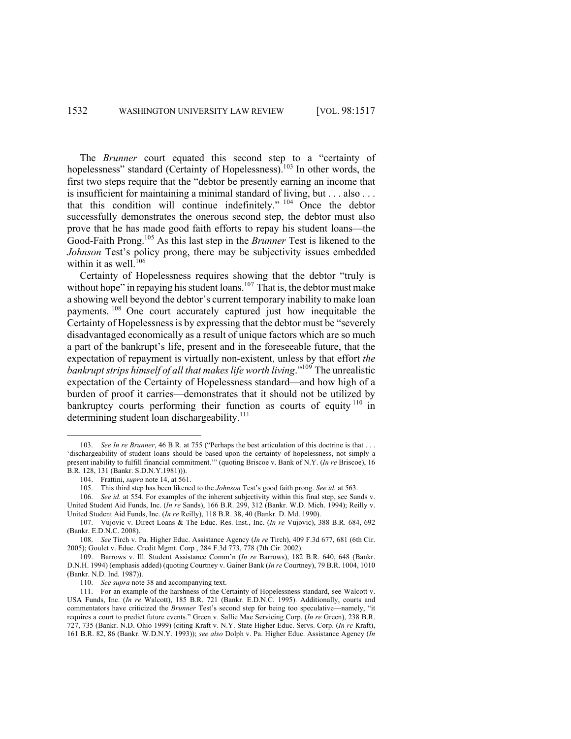The *Brunner* court equated this second step to a "certainty of hopelessness" standard (Certainty of Hopelessness).[103] In other words, the first two steps require that the "debtor be presently earning an income that is insufficient for maintaining a minimal standard of living, but . . . also . . . that this condition will continue indefinitely."[104] Once the debtor successfully demonstrates the onerous second step, the debtor must also prove that he has made good faith efforts to repay his student loans—the Good-Faith Prong.[105] As this last step in the *Brunner* Test is likened to the *Johnson* Test's policy prong, there may be subjectivity issues embedded within it as well.[106]

Certainty of Hopelessness requires showing that the debtor "truly is without hope" in repaying his student loans.[107] That is, the debtor must make a showing well beyond the debtor's current temporary inability to make loan payments.[108] One court accurately captured just how inequitable the Certainty of Hopelessness is by expressing that the debtor must be "severely disadvantaged economically as a result of unique factors which are so much a part of the bankrupt's life, present and in the foreseeable future, that the expectation of repayment is virtually non-existent, unless by that effort *the bankrupt strips himself of all that makes life worth living*."[109] The unrealistic expectation of the Certainty of Hopelessness standard—and how high of a burden of proof it carries—demonstrates that it should not be utilized by bankruptcy courts performing their function as courts of equity[110] in determining student loan dischargeability.[111]

---

103. *See In re Brunner*, 46 B.R. at 755 ("Perhaps the best articulation of this doctrine is that . . . 'dischargeability of student loans should be based upon the certainty of hopelessness, not simply a present inability to fulfill financial commitment.'" (quoting Briscoe v. Bank of N.Y. (*In re* Briscoe), 16 B.R. 128, 131 (Bankr. S.D.N.Y.1981))).

104. Frattini, *supra* note 14, at 561.

105. This third step has been likened to the *Johnson* Test's good faith prong. *See id.* at 563.

106. *See id.* at 554. For examples of the inherent subjectivity within this final step, see Sands v. United Student Aid Funds, Inc. (*In re* Sands), 166 B.R. 299, 312 (Bankr. W.D. Mich. 1994); Reilly v. United Student Aid Funds, Inc. (*In re* Reilly), 118 B.R. 38, 40 (Bankr. D. Md. 1990).

107. Vujovic v. Direct Loans & The Educ. Res. Inst., Inc. (*In re* Vujovic), 388 B.R. 684, 692 (Bankr. E.D.N.C. 2008).

108. *See* Tirch v. Pa. Higher Educ. Assistance Agency (*In re* Tirch), 409 F.3d 677, 681 (6th Cir. 2005); Goulet v. Educ. Credit Mgmt. Corp., 284 F.3d 773, 778 (7th Cir. 2002).

109. Barrows v. Ill. Student Assistance Comm'n (*In re* Barrows), 182 B.R. 640, 648 (Bankr. D.N.H. 1994) (emphasis added) (quoting Courtney v. Gainer Bank (*In re* Courtney), 79 B.R. 1004, 1010 (Bankr. N.D. Ind. 1987)).

110. *See supra* note 38 and accompanying text.

111. For an example of the harshness of the Certainty of Hopelessness standard, see Walcott v. USA Funds, Inc. (*In re* Walcott), 185 B.R. 721 (Bankr. E.D.N.C. 1995). Additionally, courts and commentators have criticized the *Brunner* Test's second step for being too speculative—namely, "it requires a court to predict future events." Green v. Sallie Mae Servicing Corp. (*In re* Green), 238 B.R. 727, 735 (Bankr. N.D. Ohio 1999) (citing Kraft v. N.Y. State Higher Educ. Servs. Corp. (*In re* Kraft), 161 B.R. 82, 86 (Bankr. W.D.N.Y. 1993)); *see also* Dolph v. Pa. Higher Educ. Assistance Agency (*In*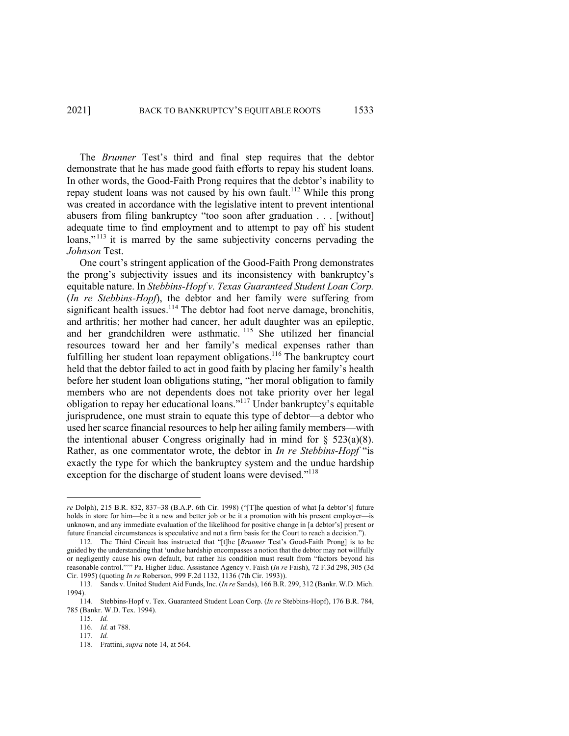The *Brunner* Test's third and final step requires that the debtor demonstrate that he has made good faith efforts to repay his student loans. In other words, the Good-Faith Prong requires that the debtor's inability to repay student loans was not caused by his own fault.[112] While this prong was created in accordance with the legislative intent to prevent intentional abusers from filing bankruptcy "too soon after graduation . . . [without] adequate time to find employment and to attempt to pay off his student loans,"[113] it is marred by the same subjectivity concerns pervading the *Johnson* Test.

One court's stringent application of the Good-Faith Prong demonstrates the prong's subjectivity issues and its inconsistency with bankruptcy's equitable nature. In *Stebbins-Hopf v. Texas Guaranteed Student Loan Corp.* (*In re Stebbins-Hopf*), the debtor and her family were suffering from significant health issues.[114] The debtor had foot nerve damage, bronchitis, and arthritis; her mother had cancer, her adult daughter was an epileptic, and her grandchildren were asthmatic.[115] She utilized her financial resources toward her and her family's medical expenses rather than fulfilling her student loan repayment obligations.[116] The bankruptcy court held that the debtor failed to act in good faith by placing her family's health before her student loan obligations stating, "her moral obligation to family members who are not dependents does not take priority over her legal obligation to repay her educational loans."[117] Under bankruptcy's equitable jurisprudence, one must strain to equate this type of debtor—a debtor who used her scarce financial resources to help her ailing family members—with the intentional abuser Congress originally had in mind for § 523(a)(8). Rather, as one commentator wrote, the debtor in *In re Stebbins-Hopf* "is exactly the type for which the bankruptcy system and the undue hardship exception for the discharge of student loans were devised."[118]

---

*re* Dolph), 215 B.R. 832, 837–38 (B.A.P. 6th Cir. 1998) ("[T]he question of what [a debtor's] future holds in store for him—be it a new and better job or be it a promotion with his present employer—is unknown, and any immediate evaluation of the likelihood for positive change in [a debtor's] present or future financial circumstances is speculative and not a firm basis for the Court to reach a decision.").

112. The Third Circuit has instructed that "[t]he [*Brunner* Test's Good-Faith Prong] is to be guided by the understanding that 'undue hardship encompasses a notion that the debtor may not willfully or negligently cause his own default, but rather his condition must result from "factors beyond his reasonable control."'" Pa. Higher Educ. Assistance Agency v. Faish (*In re* Faish), 72 F.3d 298, 305 (3d Cir. 1995) (quoting *In re* Roberson, 999 F.2d 1132, 1136 (7th Cir. 1993)).

113. Sands v. United Student Aid Funds, Inc. (*In re* Sands), 166 B.R. 299, 312 (Bankr. W.D. Mich. 1994).

114. Stebbins-Hopf v. Tex. Guaranteed Student Loan Corp. (*In re* Stebbins-Hopf), 176 B.R. 784, 785 (Bankr. W.D. Tex. 1994).

115. *Id.*

116. *Id.* at 788.

117. *Id.*

118. Frattini, *supra* note 14, at 564.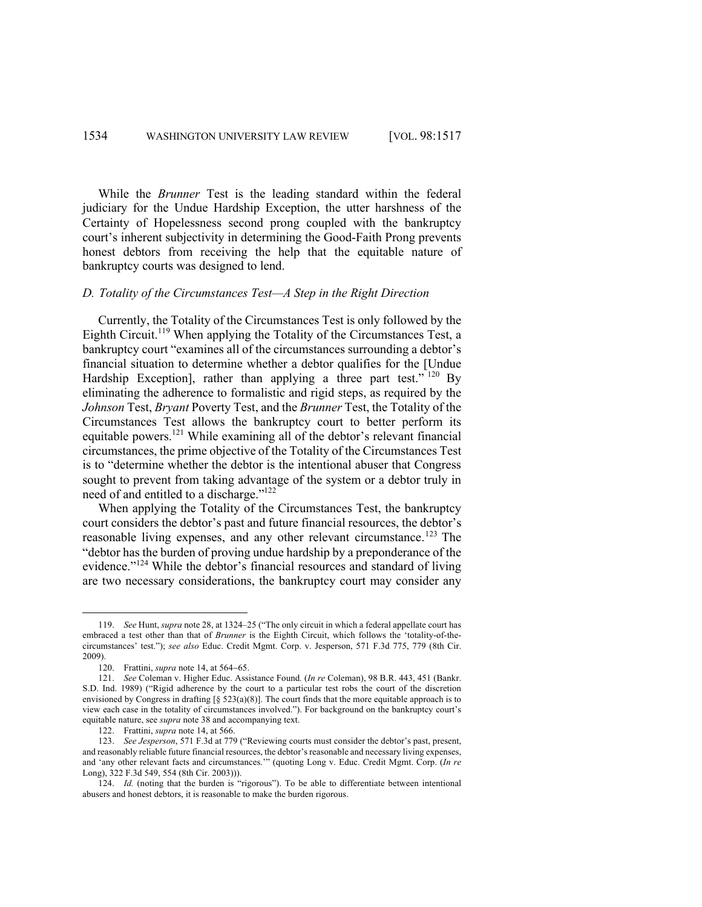While the *Brunner* Test is the leading standard within the federal judiciary for the Undue Hardship Exception, the utter harshness of the Certainty of Hopelessness second prong coupled with the bankruptcy court's inherent subjectivity in determining the Good-Faith Prong prevents honest debtors from receiving the help that the equitable nature of bankruptcy courts was designed to lend.

### *D. Totality of the Circumstances Test—A Step in the Right Direction*

Currently, the Totality of the Circumstances Test is only followed by the Eighth Circuit.[119] When applying the Totality of the Circumstances Test, a bankruptcy court "examines all of the circumstances surrounding a debtor's financial situation to determine whether a debtor qualifies for the [Undue Hardship Exception], rather than applying a three part test."[120] By eliminating the adherence to formalistic and rigid steps, as required by the *Johnson* Test, *Bryant* Poverty Test, and the *Brunner* Test, the Totality of the Circumstances Test allows the bankruptcy court to better perform its equitable powers.[121] While examining all of the debtor's relevant financial circumstances, the prime objective of the Totality of the Circumstances Test is to "determine whether the debtor is the intentional abuser that Congress sought to prevent from taking advantage of the system or a debtor truly in need of and entitled to a discharge."[122]

When applying the Totality of the Circumstances Test, the bankruptcy court considers the debtor's past and future financial resources, the debtor's reasonable living expenses, and any other relevant circumstance.[123] The "debtor has the burden of proving undue hardship by a preponderance of the evidence."[124] While the debtor's financial resources and standard of living are two necessary considerations, the bankruptcy court may consider any

---

119. *See* Hunt, *supra* note 28, at 1324–25 ("The only circuit in which a federal appellate court has embraced a test other than that of *Brunner* is the Eighth Circuit, which follows the 'totality-of-the-circumstances' test."); *see also* Educ. Credit Mgmt. Corp. v. Jesperson, 571 F.3d 775, 779 (8th Cir. 2009).

120. Frattini, *supra* note 14, at 564–65.

121. *See* Coleman v. Higher Educ. Assistance Found*.* (*In re* Coleman), 98 B.R. 443, 451 (Bankr. S.D. Ind. 1989) ("Rigid adherence by the court to a particular test robs the court of the discretion envisioned by Congress in drafting [§ 523(a)(8)]. The court finds that the more equitable approach is to view each case in the totality of circumstances involved."). For background on the bankruptcy court's equitable nature, see *supra* note 38 and accompanying text.

122. Frattini, *supra* note 14, at 566.

123. *See Jesperson*, 571 F.3d at 779 ("Reviewing courts must consider the debtor's past, present, and reasonably reliable future financial resources, the debtor's reasonable and necessary living expenses, and 'any other relevant facts and circumstances.'" (quoting Long v. Educ. Credit Mgmt. Corp. (*In re* Long), 322 F.3d 549, 554 (8th Cir. 2003))).

124. *Id.* (noting that the burden is "rigorous"). To be able to differentiate between intentional abusers and honest debtors, it is reasonable to make the burden rigorous.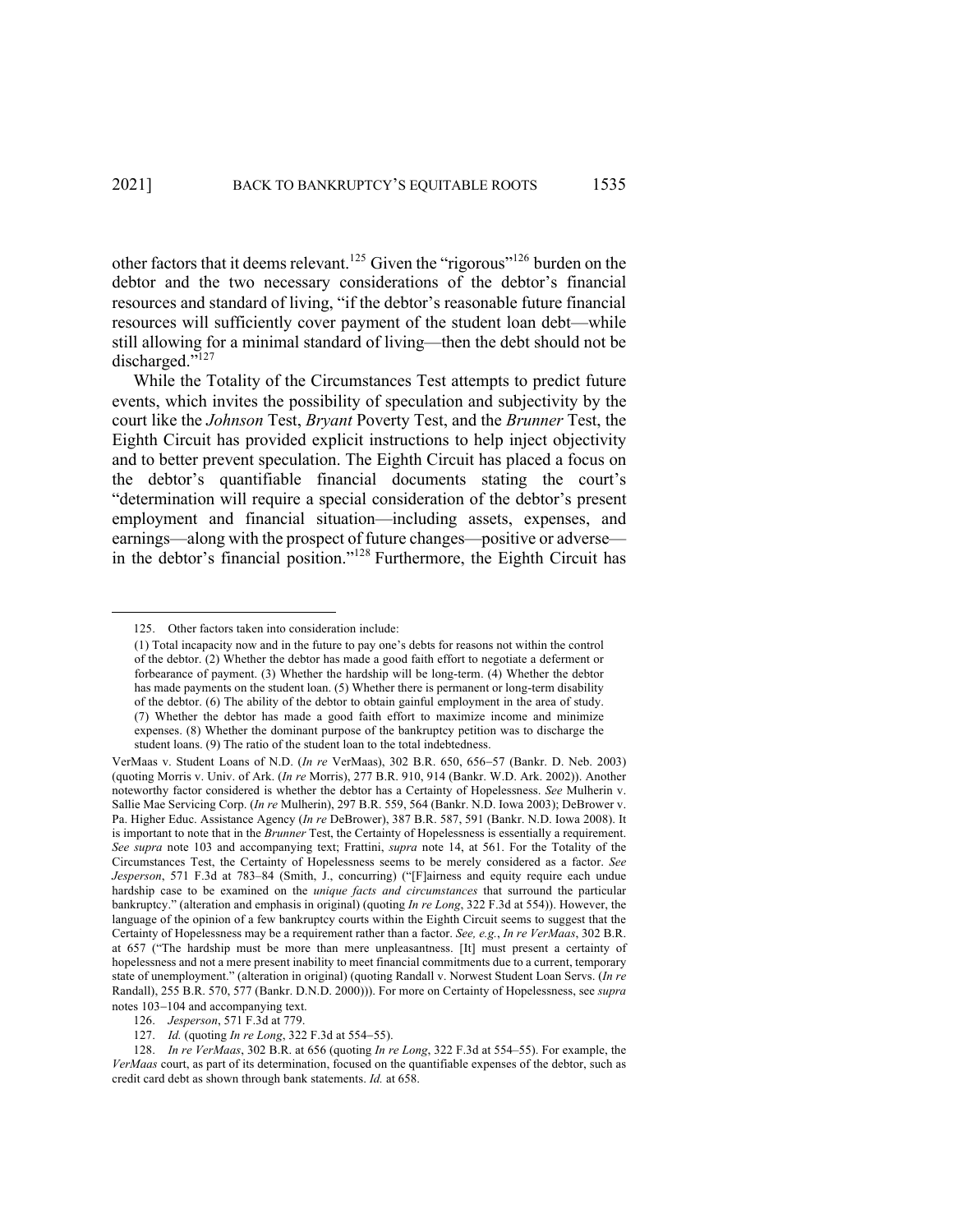other factors that it deems relevant.[125] Given the "rigorous"[126] burden on the debtor and the two necessary considerations of the debtor's financial resources and standard of living, "if the debtor's reasonable future financial resources will sufficiently cover payment of the student loan debt—while still allowing for a minimal standard of living—then the debt should not be discharged."[127]

While the Totality of the Circumstances Test attempts to predict future events, which invites the possibility of speculation and subjectivity by the court like the *Johnson* Test, *Bryant* Poverty Test, and the *Brunner* Test, the Eighth Circuit has provided explicit instructions to help inject objectivity and to better prevent speculation. The Eighth Circuit has placed a focus on the debtor's quantifiable financial documents stating the court's "determination will require a special consideration of the debtor's present employment and financial situation—including assets, expenses, and earnings—along with the prospect of future changes—positive or adverse—in the debtor's financial position."[128] Furthermore, the Eighth Circuit has

---

125. Other factors taken into consideration include:

> (1) Total incapacity now and in the future to pay one's debts for reasons not within the control of the debtor. (2) Whether the debtor has made a good faith effort to negotiate a deferment or forbearance of payment. (3) Whether the hardship will be long-term. (4) Whether the debtor has made payments on the student loan. (5) Whether there is permanent or long-term disability of the debtor. (6) The ability of the debtor to obtain gainful employment in the area of study. (7) Whether the debtor has made a good faith effort to maximize income and minimize expenses. (8) Whether the dominant purpose of the bankruptcy petition was to discharge the student loans. (9) The ratio of the student loan to the total indebtedness.

VerMaas v. Student Loans of N.D. (*In re* VerMaas), 302 B.R. 650, 656–57 (Bankr. D. Neb. 2003) (quoting Morris v. Univ. of Ark. (*In re* Morris), 277 B.R. 910, 914 (Bankr. W.D. Ark. 2002)). Another noteworthy factor considered is whether the debtor has a Certainty of Hopelessness. *See* Mulherin v. Sallie Mae Servicing Corp. (*In re* Mulherin), 297 B.R. 559, 564 (Bankr. N.D. Iowa 2003); DeBrower v. Pa. Higher Educ. Assistance Agency (*In re* DeBrower), 387 B.R. 587, 591 (Bankr. N.D. Iowa 2008). It is important to note that in the *Brunner* Test, the Certainty of Hopelessness is essentially a requirement. *See supra* note 103 and accompanying text; Frattini, *supra* note 14, at 561. For the Totality of the Circumstances Test, the Certainty of Hopelessness seems to be merely considered as a factor. *See Jesperson*, 571 F.3d at 783–84 (Smith, J., concurring) ("[F]airness and equity require each undue hardship case to be examined on the *unique facts and circumstances* that surround the particular bankruptcy." (alteration and emphasis in original) (quoting *In re Long*, 322 F.3d at 554)). However, the language of the opinion of a few bankruptcy courts within the Eighth Circuit seems to suggest that the Certainty of Hopelessness may be a requirement rather than a factor. *See, e.g.*, *In re VerMaas*, 302 B.R. at 657 ("The hardship must be more than mere unpleasantness. [It] must present a certainty of hopelessness and not a mere present inability to meet financial commitments due to a current, temporary state of unemployment." (alteration in original) (quoting Randall v. Norwest Student Loan Servs. (*In re* Randall), 255 B.R. 570, 577 (Bankr. D.N.D. 2000))). For more on Certainty of Hopelessness, see *supra* notes 103–104 and accompanying text.

126. *Jesperson*, 571 F.3d at 779.

127. *Id.* (quoting *In re Long*, 322 F.3d at 554–55).

128. *In re VerMaas*, 302 B.R. at 656 (quoting *In re Long*, 322 F.3d at 554–55). For example, the *VerMaas* court, as part of its determination, focused on the quantifiable expenses of the debtor, such as credit card debt as shown through bank statements. *Id.* at 658.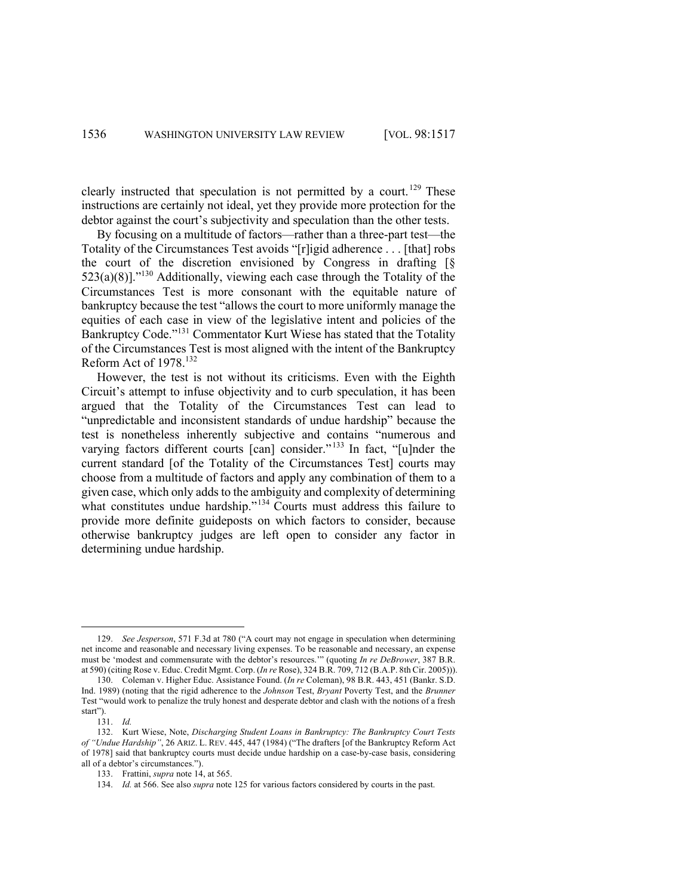clearly instructed that speculation is not permitted by a court.[129] These instructions are certainly not ideal, yet they provide more protection for the debtor against the court's subjectivity and speculation than the other tests.

By focusing on a multitude of factors—rather than a three-part test—the Totality of the Circumstances Test avoids "[r]igid adherence . . . [that] robs the court of the discretion envisioned by Congress in drafting [§ 523(a)(8)]."[130] Additionally, viewing each case through the Totality of the Circumstances Test is more consonant with the equitable nature of bankruptcy because the test "allows the court to more uniformly manage the equities of each case in view of the legislative intent and policies of the Bankruptcy Code."[131] Commentator Kurt Wiese has stated that the Totality of the Circumstances Test is most aligned with the intent of the Bankruptcy Reform Act of 1978.[132]

However, the test is not without its criticisms. Even with the Eighth Circuit's attempt to infuse objectivity and to curb speculation, it has been argued that the Totality of the Circumstances Test can lead to "unpredictable and inconsistent standards of undue hardship" because the test is nonetheless inherently subjective and contains "numerous and varying factors different courts [can] consider."[133] In fact, "[u]nder the current standard [of the Totality of the Circumstances Test] courts may choose from a multitude of factors and apply any combination of them to a given case, which only adds to the ambiguity and complexity of determining what constitutes undue hardship."[134] Courts must address this failure to provide more definite guideposts on which factors to consider, because otherwise bankruptcy judges are left open to consider any factor in determining undue hardship.

---

129. *See Jesperson*, 571 F.3d at 780 ("A court may not engage in speculation when determining net income and reasonable and necessary living expenses. To be reasonable and necessary, an expense must be 'modest and commensurate with the debtor's resources.'" (quoting *In re DeBrower*, 387 B.R. at 590) (citing Rose v. Educ. Credit Mgmt. Corp. (*In re* Rose), 324 B.R. 709, 712 (B.A.P. 8th Cir. 2005))).

130. Coleman v. Higher Educ. Assistance Found. (*In re* Coleman), 98 B.R. 443, 451 (Bankr. S.D. Ind. 1989) (noting that the rigid adherence to the *Johnson* Test, *Bryant* Poverty Test, and the *Brunner* Test "would work to penalize the truly honest and desperate debtor and clash with the notions of a fresh start").

131. *Id.*

132. Kurt Wiese, Note, *Discharging Student Loans in Bankruptcy: The Bankruptcy Court Tests of "Undue Hardship"*, 26 ARIZ. L. REV. 445, 447 (1984) ("The drafters [of the Bankruptcy Reform Act of 1978] said that bankruptcy courts must decide undue hardship on a case-by-case basis, considering all of a debtor's circumstances.").

133. Frattini, *supra* note 14, at 565.

134. *Id.* at 566. See also *supra* note 125 for various factors considered by courts in the past.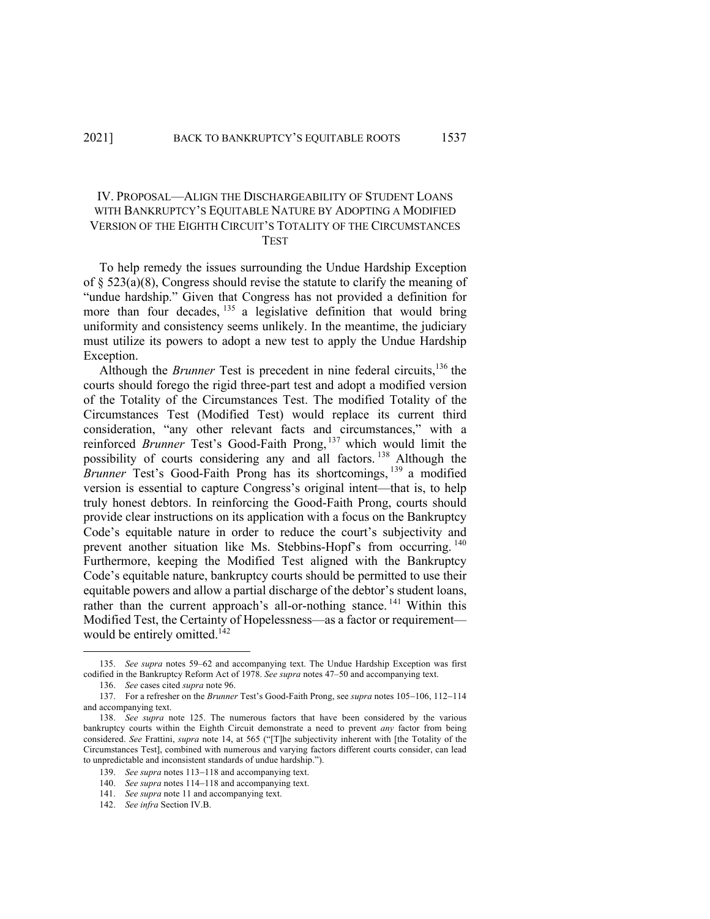## IV. PROPOSAL—ALIGN THE DISCHARGEABILITY OF STUDENT LOANS WITH BANKRUPTCY'S EQUITABLE NATURE BY ADOPTING A MODIFIED VERSION OF THE EIGHTH CIRCUIT'S TOTALITY OF THE CIRCUMSTANCES TEST

To help remedy the issues surrounding the Undue Hardship Exception of § 523(a)(8), Congress should revise the statute to clarify the meaning of "undue hardship." Given that Congress has not provided a definition for more than four decades,[135] a legislative definition that would bring uniformity and consistency seems unlikely. In the meantime, the judiciary must utilize its powers to adopt a new test to apply the Undue Hardship Exception.

Although the *Brunner* Test is precedent in nine federal circuits,[136] the courts should forego the rigid three-part test and adopt a modified version of the Totality of the Circumstances Test. The modified Totality of the Circumstances Test (Modified Test) would replace its current third consideration, "any other relevant facts and circumstances," with a reinforced *Brunner* Test's Good-Faith Prong,[137] which would limit the possibility of courts considering any and all factors.[138] Although the *Brunner* Test's Good-Faith Prong has its shortcomings,[139] a modified version is essential to capture Congress's original intent—that is, to help truly honest debtors. In reinforcing the Good-Faith Prong, courts should provide clear instructions on its application with a focus on the Bankruptcy Code's equitable nature in order to reduce the court's subjectivity and prevent another situation like Ms. Stebbins-Hopf's from occurring.[140] Furthermore, keeping the Modified Test aligned with the Bankruptcy Code's equitable nature, bankruptcy courts should be permitted to use their equitable powers and allow a partial discharge of the debtor's student loans, rather than the current approach's all-or-nothing stance.[141] Within this Modified Test, the Certainty of Hopelessness—as a factor or requirement—would be entirely omitted.[142]

---

135. *See supra* notes 59–62 and accompanying text. The Undue Hardship Exception was first codified in the Bankruptcy Reform Act of 1978. *See supra* notes 47–50 and accompanying text.

136. *See* cases cited *supra* note 96.

137. For a refresher on the *Brunner* Test's Good-Faith Prong, see *supra* notes 105–106, 112–114 and accompanying text.

138. *See supra* note 125. The numerous factors that have been considered by the various bankruptcy courts within the Eighth Circuit demonstrate a need to prevent *any* factor from being considered. *See* Frattini, *supra* note 14, at 565 ("[T]he subjectivity inherent with [the Totality of the Circumstances Test], combined with numerous and varying factors different courts consider, can lead to unpredictable and inconsistent standards of undue hardship.").

139. *See supra* notes 113–118 and accompanying text.

140. *See supra* notes 114–118 and accompanying text.

141. *See supra* note 11 and accompanying text.

142. *See infra* Section IV.B.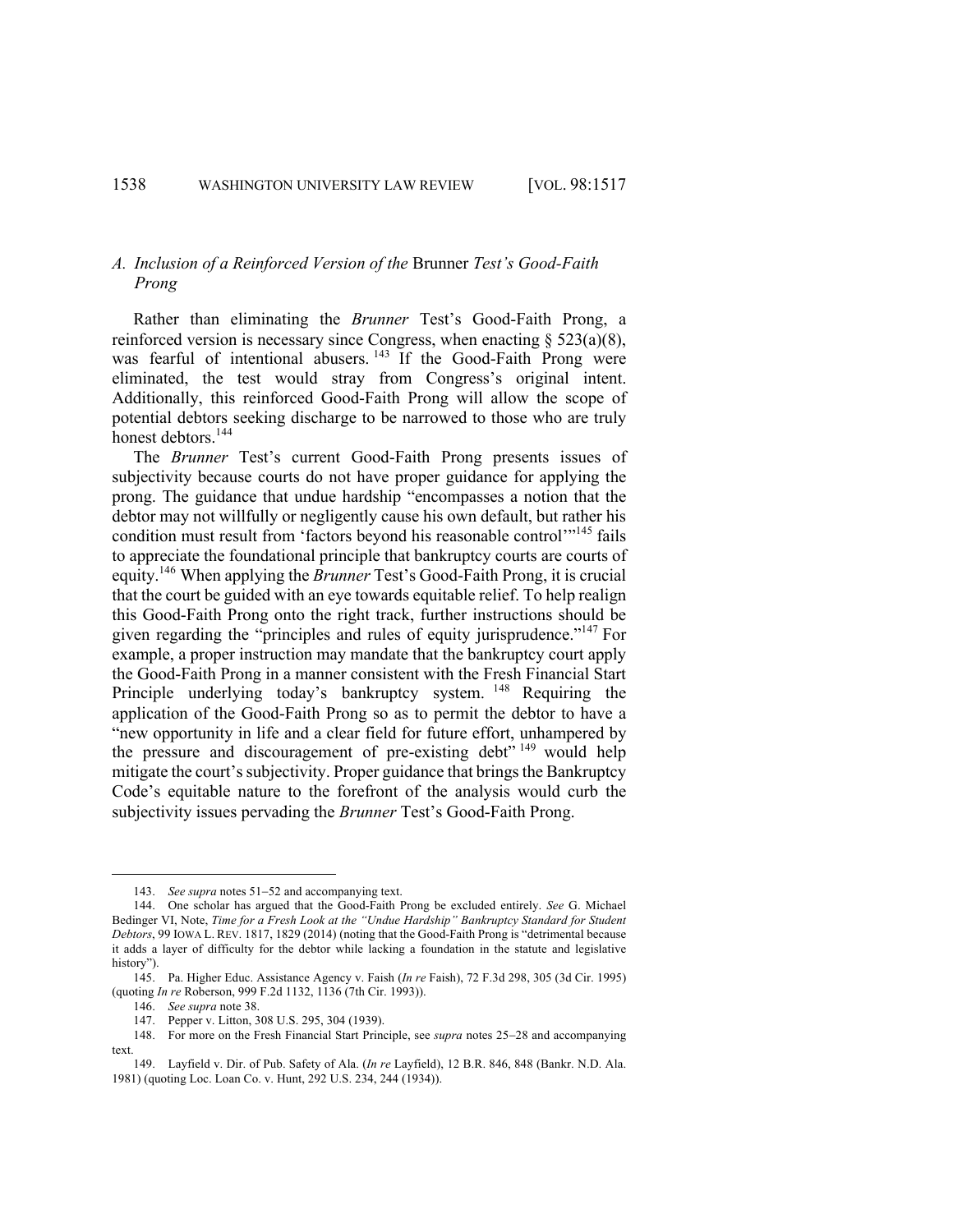### A. Inclusion of a Reinforced Version of the *Brunner* Test's Good-Faith Prong

Rather than eliminating the *Brunner* Test's Good-Faith Prong, a reinforced version is necessary since Congress, when enacting § 523(a)(8), was fearful of intentional abusers.[143] If the Good-Faith Prong were eliminated, the test would stray from Congress's original intent. Additionally, this reinforced Good-Faith Prong will allow the scope of potential debtors seeking discharge to be narrowed to those who are truly honest debtors.[144]

The *Brunner* Test's current Good-Faith Prong presents issues of subjectivity because courts do not have proper guidance for applying the prong. The guidance that undue hardship "encompasses a notion that the debtor may not willfully or negligently cause his own default, but rather his condition must result from 'factors beyond his reasonable control'"[145] fails to appreciate the foundational principle that bankruptcy courts are courts of equity.[146] When applying the *Brunner* Test's Good-Faith Prong, it is crucial that the court be guided with an eye towards equitable relief. To help realign this Good-Faith Prong onto the right track, further instructions should be given regarding the "principles and rules of equity jurisprudence."[147] For example, a proper instruction may mandate that the bankruptcy court apply the Good-Faith Prong in a manner consistent with the Fresh Financial Start Principle underlying today's bankruptcy system.[148] Requiring the application of the Good-Faith Prong so as to permit the debtor to have a "new opportunity in life and a clear field for future effort, unhampered by the pressure and discouragement of pre-existing debt"[149] would help mitigate the court's subjectivity. Proper guidance that brings the Bankruptcy Code's equitable nature to the forefront of the analysis would curb the subjectivity issues pervading the *Brunner* Test's Good-Faith Prong.

---

143. *See supra* notes 51–52 and accompanying text.

144. One scholar has argued that the Good-Faith Prong be excluded entirely. *See* G. Michael Bedinger VI, Note, *Time for a Fresh Look at the "Undue Hardship" Bankruptcy Standard for Student Debtors*, 99 IOWA L. REV. 1817, 1829 (2014) (noting that the Good-Faith Prong is "detrimental because it adds a layer of difficulty for the debtor while lacking a foundation in the statute and legislative history").

145. Pa. Higher Educ. Assistance Agency v. Faish (*In re* Faish), 72 F.3d 298, 305 (3d Cir. 1995) (quoting *In re* Roberson, 999 F.2d 1132, 1136 (7th Cir. 1993)).

146. *See supra* note 38.

147. Pepper v. Litton, 308 U.S. 295, 304 (1939).

148. For more on the Fresh Financial Start Principle, see *supra* notes 25–28 and accompanying text.

149. Layfield v. Dir. of Pub. Safety of Ala. (*In re* Layfield), 12 B.R. 846, 848 (Bankr. N.D. Ala. 1981) (quoting Loc. Loan Co. v. Hunt, 292 U.S. 234, 244 (1934)).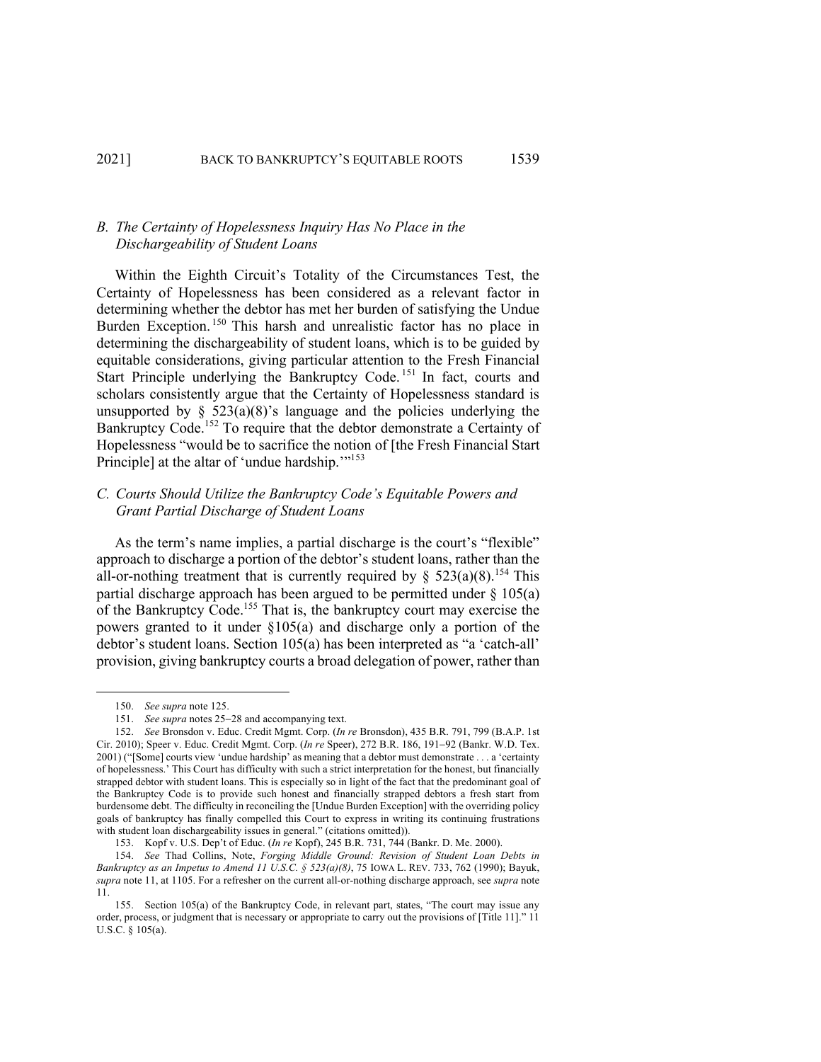### *B. The Certainty of Hopelessness Inquiry Has No Place in the Dischargeability of Student Loans*

Within the Eighth Circuit's Totality of the Circumstances Test, the Certainty of Hopelessness has been considered as a relevant factor in determining whether the debtor has met her burden of satisfying the Undue Burden Exception.[150] This harsh and unrealistic factor has no place in determining the dischargeability of student loans, which is to be guided by equitable considerations, giving particular attention to the Fresh Financial Start Principle underlying the Bankruptcy Code.[151] In fact, courts and scholars consistently argue that the Certainty of Hopelessness standard is unsupported by § 523(a)(8)'s language and the policies underlying the Bankruptcy Code.[152] To require that the debtor demonstrate a Certainty of Hopelessness "would be to sacrifice the notion of [the Fresh Financial Start Principle] at the altar of 'undue hardship.'"[153]

### *C. Courts Should Utilize the Bankruptcy Code's Equitable Powers and Grant Partial Discharge of Student Loans*

As the term's name implies, a partial discharge is the court's "flexible" approach to discharge a portion of the debtor's student loans, rather than the all-or-nothing treatment that is currently required by § 523(a)(8).[154] This partial discharge approach has been argued to be permitted under § 105(a) of the Bankruptcy Code.[155] That is, the bankruptcy court may exercise the powers granted to it under §105(a) and discharge only a portion of the debtor's student loans. Section 105(a) has been interpreted as "a 'catch-all' provision, giving bankruptcy courts a broad delegation of power, rather than

---

150. *See supra* note 125.

151. *See supra* notes 25–28 and accompanying text.

152. *See* Bronsdon v. Educ. Credit Mgmt. Corp. (*In re* Bronsdon), 435 B.R. 791, 799 (B.A.P. 1st Cir. 2010); Speer v. Educ. Credit Mgmt. Corp. (*In re* Speer), 272 B.R. 186, 191–92 (Bankr. W.D. Tex. 2001) ("[Some] courts view 'undue hardship' as meaning that a debtor must demonstrate . . . a 'certainty of hopelessness.' This Court has difficulty with such a strict interpretation for the honest, but financially strapped debtor with student loans. This is especially so in light of the fact that the predominant goal of the Bankruptcy Code is to provide such honest and financially strapped debtors a fresh start from burdensome debt. The difficulty in reconciling the [Undue Burden Exception] with the overriding policy goals of bankruptcy has finally compelled this Court to express in writing its continuing frustrations with student loan dischargeability issues in general." (citations omitted)).

153. Kopf v. U.S. Dep't of Educ. (*In re* Kopf), 245 B.R. 731, 744 (Bankr. D. Me. 2000).

154. *See* Thad Collins, Note, *Forging Middle Ground: Revision of Student Loan Debts in Bankruptcy as an Impetus to Amend 11 U.S.C. § 523(a)(8)*, 75 IOWA L. REV. 733, 762 (1990); Bayuk, *supra* note 11, at 1105. For a refresher on the current all-or-nothing discharge approach, see *supra* note 11.

155. Section 105(a) of the Bankruptcy Code, in relevant part, states, "The court may issue any order, process, or judgment that is necessary or appropriate to carry out the provisions of [Title 11]." 11 U.S.C. § 105(a).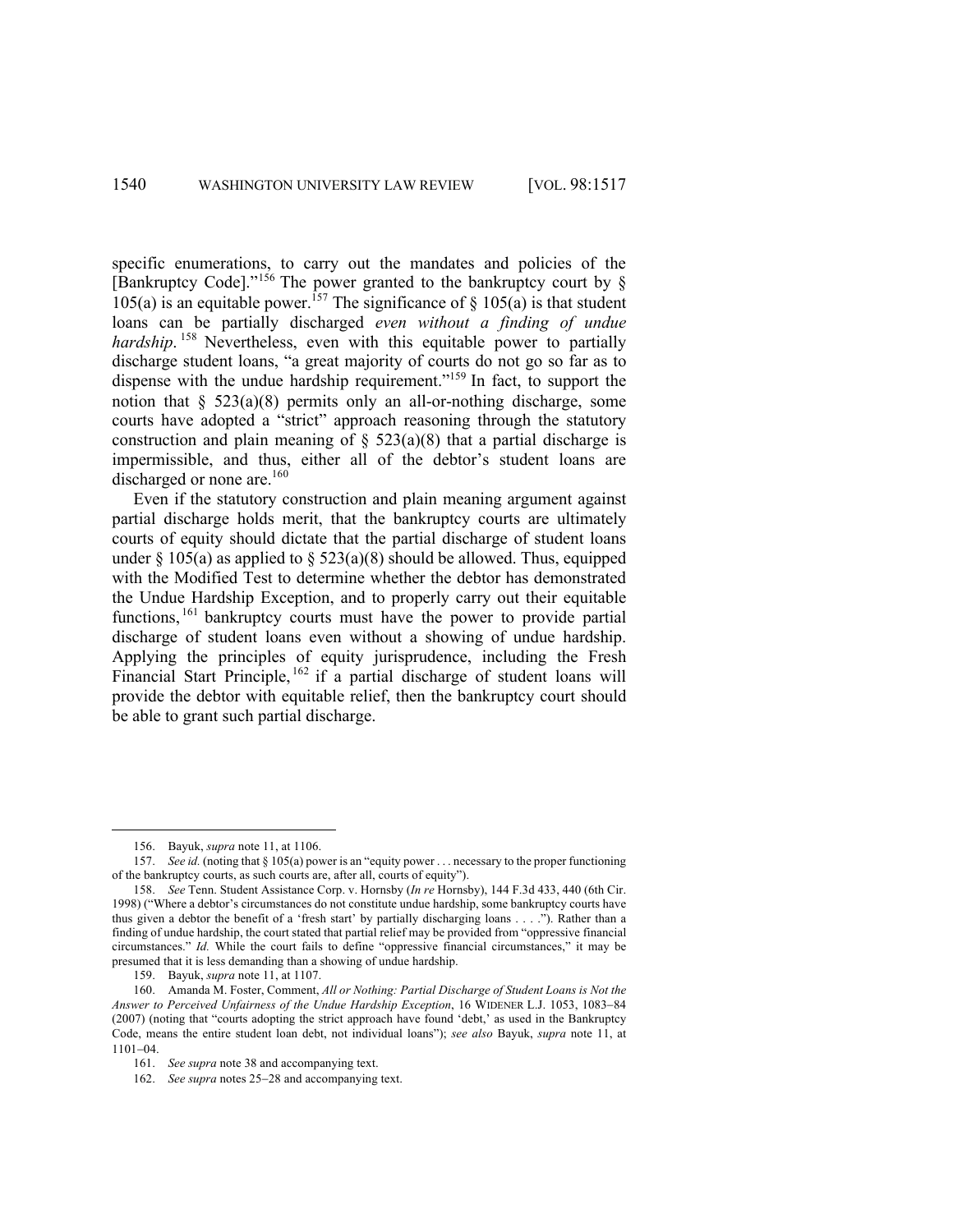specific enumerations, to carry out the mandates and policies of the [Bankruptcy Code]."[156] The power granted to the bankruptcy court by § 105(a) is an equitable power.[157] The significance of § 105(a) is that student loans can be partially discharged *even without a finding of undue hardship*.[158] Nevertheless, even with this equitable power to partially discharge student loans, "a great majority of courts do not go so far as to dispense with the undue hardship requirement."[159] In fact, to support the notion that § 523(a)(8) permits only an all-or-nothing discharge, some courts have adopted a "strict" approach reasoning through the statutory construction and plain meaning of § 523(a)(8) that a partial discharge is impermissible, and thus, either all of the debtor's student loans are discharged or none are.[160]

Even if the statutory construction and plain meaning argument against partial discharge holds merit, that the bankruptcy courts are ultimately courts of equity should dictate that the partial discharge of student loans under § 105(a) as applied to § 523(a)(8) should be allowed. Thus, equipped with the Modified Test to determine whether the debtor has demonstrated the Undue Hardship Exception, and to properly carry out their equitable functions,[161] bankruptcy courts must have the power to provide partial discharge of student loans even without a showing of undue hardship. Applying the principles of equity jurisprudence, including the Fresh Financial Start Principle,[162] if a partial discharge of student loans will provide the debtor with equitable relief, then the bankruptcy court should be able to grant such partial discharge.

---

156. Bayuk, *supra* note 11, at 1106.

157. *See id.* (noting that § 105(a) power is an "equity power . . . necessary to the proper functioning of the bankruptcy courts, as such courts are, after all, courts of equity").

158. *See* Tenn. Student Assistance Corp. v. Hornsby (*In re* Hornsby), 144 F.3d 433, 440 (6th Cir. 1998) ("Where a debtor's circumstances do not constitute undue hardship, some bankruptcy courts have thus given a debtor the benefit of a 'fresh start' by partially discharging loans . . . ."). Rather than a finding of undue hardship, the court stated that partial relief may be provided from "oppressive financial circumstances." *Id.* While the court fails to define "oppressive financial circumstances," it may be presumed that it is less demanding than a showing of undue hardship.

159. Bayuk, *supra* note 11, at 1107.

160. Amanda M. Foster, Comment, *All or Nothing: Partial Discharge of Student Loans is Not the Answer to Perceived Unfairness of the Undue Hardship Exception*, 16 WIDENER L.J. 1053, 1083–84 (2007) (noting that "courts adopting the strict approach have found 'debt,' as used in the Bankruptcy Code, means the entire student loan debt, not individual loans"); *see also* Bayuk, *supra* note 11, at 1101–04.

161. *See supra* note 38 and accompanying text.

162. *See supra* notes 25–28 and accompanying text.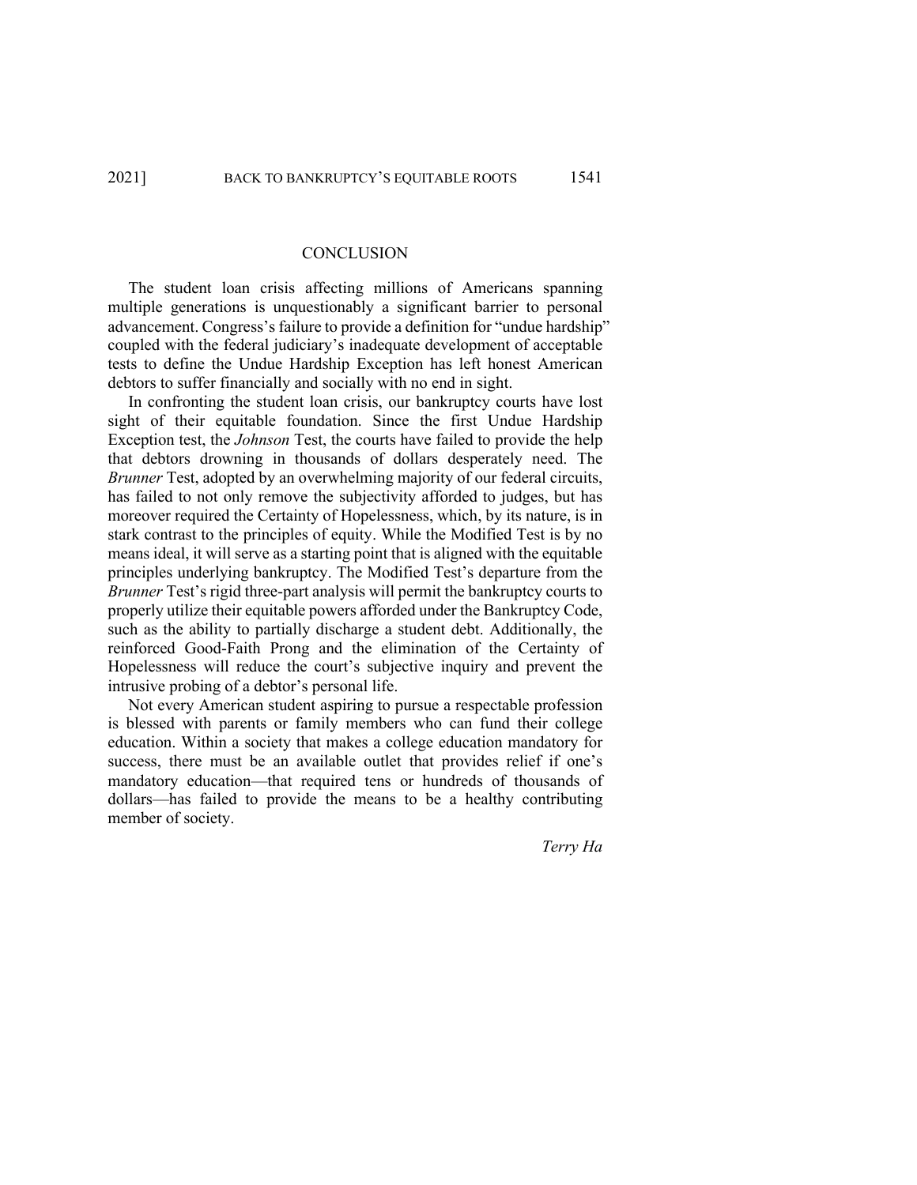## CONCLUSION

The student loan crisis affecting millions of Americans spanning multiple generations is unquestionably a significant barrier to personal advancement. Congress's failure to provide a definition for "undue hardship" coupled with the federal judiciary's inadequate development of acceptable tests to define the Undue Hardship Exception has left honest American debtors to suffer financially and socially with no end in sight.

In confronting the student loan crisis, our bankruptcy courts have lost sight of their equitable foundation. Since the first Undue Hardship Exception test, the *Johnson* Test, the courts have failed to provide the help that debtors drowning in thousands of dollars desperately need. The *Brunner* Test, adopted by an overwhelming majority of our federal circuits, has failed to not only remove the subjectivity afforded to judges, but has moreover required the Certainty of Hopelessness, which, by its nature, is in stark contrast to the principles of equity. While the Modified Test is by no means ideal, it will serve as a starting point that is aligned with the equitable principles underlying bankruptcy. The Modified Test's departure from the *Brunner* Test's rigid three-part analysis will permit the bankruptcy courts to properly utilize their equitable powers afforded under the Bankruptcy Code, such as the ability to partially discharge a student debt. Additionally, the reinforced Good-Faith Prong and the elimination of the Certainty of Hopelessness will reduce the court's subjective inquiry and prevent the intrusive probing of a debtor's personal life.

Not every American student aspiring to pursue a respectable profession is blessed with parents or family members who can fund their college education. Within a society that makes a college education mandatory for success, there must be an available outlet that provides relief if one's mandatory education—that required tens or hundreds of thousands of dollars—has failed to provide the means to be a healthy contributing member of society.

*Terry Ha*